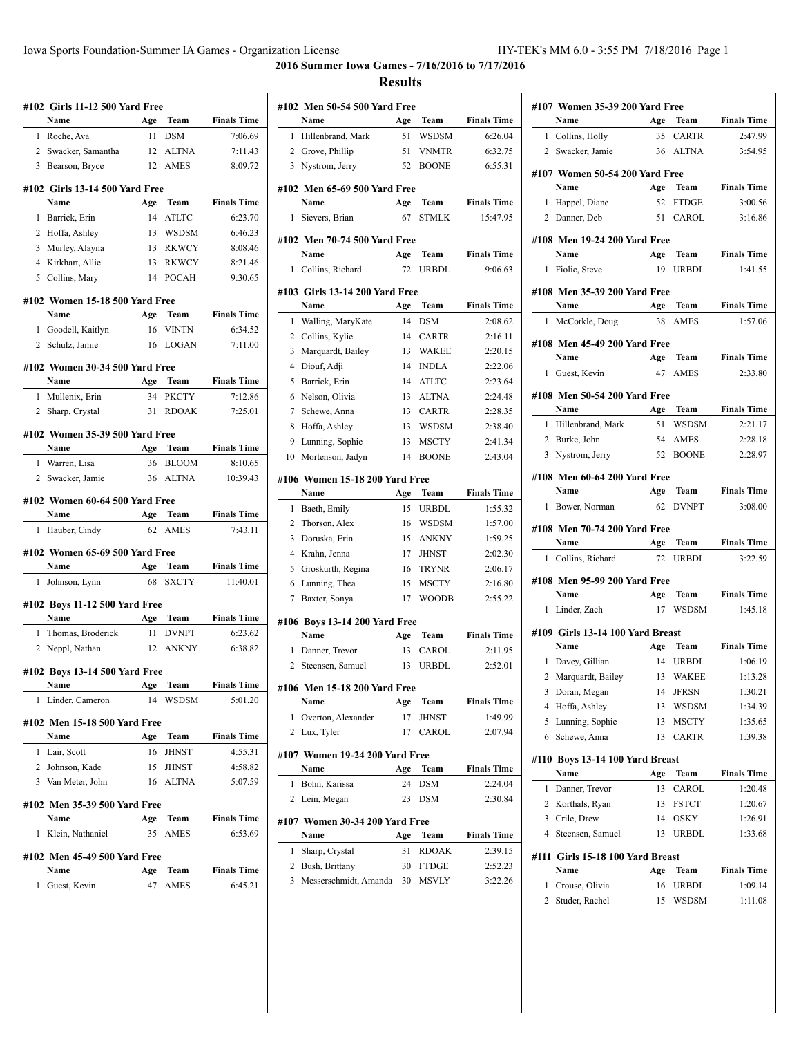# 2016 Summer Iowa Games - 7/16/2016 to 7/17/2016

## Results

### #102 Girls 11-12 500 Yard Free

| | Name | Age | Team | Finals Time |
|---|---|---|---|---|
| 1 | Roche, Ava | 11 | DSM | 7:06.69 |
| 2 | Swacker, Samantha | 12 | ALTNA | 7:11.43 |
| 3 | Bearson, Bryce | 12 | AMES | 8:09.72 |

### #102 Girls 13-14 500 Yard Free

| | Name | Age | Team | Finals Time |
|---|---|---|---|---|
| 1 | Barrick, Erin | 14 | ATLTC | 6:23.70 |
| 2 | Hoffa, Ashley | 13 | WSDSM | 6:46.23 |
| 3 | Murley, Alayna | 13 | RKWCY | 8:08.46 |
| 4 | Kirkhart, Allie | 13 | RKWCY | 8:21.46 |
| 5 | Collins, Mary | 14 | POCAH | 9:30.65 |

### #102 Women 15-18 500 Yard Free

| | Name | Age | Team | Finals Time |
|---|---|---|---|---|
| 1 | Goodell, Kaitlyn | 16 | VINTN | 6:34.52 |
| 2 | Schulz, Jamie | 16 | LOGAN | 7:11.00 |

### #102 Women 30-34 500 Yard Free

| | Name | Age | Team | Finals Time |
|---|---|---|---|---|
| 1 | Mullenix, Erin | 34 | PKCTY | 7:12.86 |
| 2 | Sharp, Crystal | 31 | RDOAK | 7:25.01 |

### #102 Women 35-39 500 Yard Free

| | Name | Age | Team | Finals Time |
|---|---|---|---|---|
| 1 | Warren, Lisa | 36 | BLOOM | 8:10.65 |
| 2 | Swacker, Jamie | 36 | ALTNA | 10:39.43 |

### #102 Women 60-64 500 Yard Free

| | Name | Age | Team | Finals Time |
|---|---|---|---|---|
| 1 | Hauber, Cindy | 62 | AMES | 7:43.11 |

### #102 Women 65-69 500 Yard Free

| | Name | Age | Team | Finals Time |
|---|---|---|---|---|
| 1 | Johnson, Lynn | 68 | SXCTY | 11:40.01 |

### #102 Boys 11-12 500 Yard Free

| | Name | Age | Team | Finals Time |
|---|---|---|---|---|
| 1 | Thomas, Broderick | 11 | DVNPT | 6:23.62 |
| 2 | Neppl, Nathan | 12 | ANKNY | 6:38.82 |

### #102 Boys 13-14 500 Yard Free

| | Name | Age | Team | Finals Time |
|---|---|---|---|---|
| 1 | Linder, Cameron | 14 | WSDSM | 5:01.20 |

### #102 Men 15-18 500 Yard Free

| | Name | Age | Team | Finals Time |
|---|---|---|---|---|
| 1 | Lair, Scott | 16 | JHNST | 4:55.31 |
| 2 | Johnson, Kade | 15 | JHNST | 4:58.82 |
| 3 | Van Meter, John | 16 | ALTNA | 5:07.59 |

### #102 Men 35-39 500 Yard Free

| | Name | Age | Team | Finals Time |
|---|---|---|---|---|
| 1 | Klein, Nathaniel | 35 | AMES | 6:53.69 |

### #102 Men 45-49 500 Yard Free

| | Name | Age | Team | Finals Time |
|---|---|---|---|---|
| 1 | Guest, Kevin | 47 | AMES | 6:45.21 |

### #102 Men 50-54 500 Yard Free

| | Name | Age | Team | Finals Time |
|---|---|---|---|---|
| 1 | Hillenbrand, Mark | 51 | WSDSM | 6:26.04 |
| 2 | Grove, Phillip | 51 | VNMTR | 6:32.75 |
| 3 | Nystrom, Jerry | 52 | BOONE | 6:55.31 |

### #102 Men 65-69 500 Yard Free

| | Name | Age | Team | Finals Time |
|---|---|---|---|---|
| 1 | Sievers, Brian | 67 | STMLK | 15:47.95 |

### #102 Men 70-74 500 Yard Free

| | Name | Age | Team | Finals Time |
|---|---|---|---|---|
| 1 | Collins, Richard | 72 | URBDL | 9:06.63 |

### #103 Girls 13-14 200 Yard Free

| | Name | Age | Team | Finals Time |
|---|---|---|---|---|
| 1 | Walling, MaryKate | 14 | DSM | 2:08.62 |
| 2 | Collins, Kylie | 14 | CARTR | 2:16.11 |
| 3 | Marquardt, Bailey | 13 | WAKEE | 2:20.15 |
| 4 | Diouf, Adji | 14 | INDLA | 2:22.06 |
| 5 | Barrick, Erin | 14 | ATLTC | 2:23.64 |
| 6 | Nelson, Olivia | 13 | ALTNA | 2:24.48 |
| 7 | Schewe, Anna | 13 | CARTR | 2:28.35 |
| 8 | Hoffa, Ashley | 13 | WSDSM | 2:38.40 |
| 9 | Lunning, Sophie | 13 | MSCTY | 2:41.34 |
| 10 | Mortenson, Jadyn | 14 | BOONE | 2:43.04 |

### #106 Women 15-18 200 Yard Free

| | Name | Age | Team | Finals Time |
|---|---|---|---|---|
| 1 | Baeth, Emily | 15 | URBDL | 1:55.32 |
| 2 | Thorson, Alex | 16 | WSDSM | 1:57.00 |
| 3 | Doruska, Erin | 15 | ANKNY | 1:59.25 |
| 4 | Krahn, Jenna | 17 | JHNST | 2:02.30 |
| 5 | Groskurth, Regina | 16 | TRYNR | 2:06.17 |
| 6 | Lunning, Thea | 15 | MSCTY | 2:16.80 |
| 7 | Baxter, Sonya | 17 | WOODB | 2:55.22 |

### #106 Boys 13-14 200 Yard Free

| | Name | Age | Team | Finals Time |
|---|---|---|---|---|
| 1 | Danner, Trevor | 13 | CAROL | 2:11.95 |
| 2 | Steensen, Samuel | 13 | URBDL | 2:52.01 |

### #106 Men 15-18 200 Yard Free

| | Name | Age | Team | Finals Time |
|---|---|---|---|---|
| 1 | Overton, Alexander | 17 | JHNST | 1:49.99 |
| 2 | Lux, Tyler | 17 | CAROL | 2:07.94 |

### #107 Women 19-24 200 Yard Free

| | Name | Age | Team | Finals Time |
|---|---|---|---|---|
| 1 | Bohn, Karissa | 24 | DSM | 2:24.04 |
| 2 | Lein, Megan | 23 | DSM | 2:30.84 |

### #107 Women 30-34 200 Yard Free

| | Name | Age | Team | Finals Time |
|---|---|---|---|---|
| 1 | Sharp, Crystal | 31 | RDOAK | 2:39.15 |
| 2 | Bush, Brittany | 30 | FTDGE | 2:52.23 |
| 3 | Messerschmidt, Amanda | 30 | MSVLY | 3:22.26 |

### #107 Women 35-39 200 Yard Free

| | Name | Age | Team | Finals Time |
|---|---|---|---|---|
| 1 | Collins, Holly | 35 | CARTR | 2:47.99 |
| 2 | Swacker, Jamie | 36 | ALTNA | 3:54.95 |

### #107 Women 50-54 200 Yard Free

| | Name | Age | Team | Finals Time |
|---|---|---|---|---|
| 1 | Happel, Diane | 52 | FTDGE | 3:00.56 |
| 2 | Danner, Deb | 51 | CAROL | 3:16.86 |

### #108 Men 19-24 200 Yard Free

| | Name | Age | Team | Finals Time |
|---|---|---|---|---|
| 1 | Fiolic, Steve | 19 | URBDL | 1:41.55 |

### #108 Men 35-39 200 Yard Free

| | Name | Age | Team | Finals Time |
|---|---|---|---|---|
| 1 | McCorkle, Doug | 38 | AMES | 1:57.06 |

### #108 Men 45-49 200 Yard Free

| | Name | Age | Team | Finals Time |
|---|---|---|---|---|
| 1 | Guest, Kevin | 47 | AMES | 2:33.80 |

### #108 Men 50-54 200 Yard Free

| | Name | Age | Team | Finals Time |
|---|---|---|---|---|
| 1 | Hillenbrand, Mark | 51 | WSDSM | 2:21.17 |
| 2 | Burke, John | 54 | AMES | 2:28.18 |
| 3 | Nystrom, Jerry | 52 | BOONE | 2:28.97 |

### #108 Men 60-64 200 Yard Free

| | Name | Age | Team | Finals Time |
|---|---|---|---|---|
| 1 | Bower, Norman | 62 | DVNPT | 3:08.00 |

### #108 Men 70-74 200 Yard Free

| | Name | Age | Team | Finals Time |
|---|---|---|---|---|
| 1 | Collins, Richard | 72 | URBDL | 3:22.59 |

### #108 Men 95-99 200 Yard Free

| | Name | Age | Team | Finals Time |
|---|---|---|---|---|
| 1 | Linder, Zach | 17 | WSDSM | 1:45.18 |

### #109 Girls 13-14 100 Yard Breast

| | Name | Age | Team | Finals Time |
|---|---|---|---|---|
| 1 | Davey, Gillian | 14 | URBDL | 1:06.19 |
| 2 | Marquardt, Bailey | 13 | WAKEE | 1:13.28 |
| 3 | Doran, Megan | 14 | JFRSN | 1:30.21 |
| 4 | Hoffa, Ashley | 13 | WSDSM | 1:34.39 |
| 5 | Lunning, Sophie | 13 | MSCTY | 1:35.65 |
| 6 | Schewe, Anna | 13 | CARTR | 1:39.38 |

### #110 Boys 13-14 100 Yard Breast

| | Name | Age | Team | Finals Time |
|---|---|---|---|---|
| 1 | Danner, Trevor | 13 | CAROL | 1:20.48 |
| 2 | Korthals, Ryan | 13 | FSTCT | 1:20.67 |
| 3 | Crile, Drew | 14 | OSKY | 1:26.91 |
| 4 | Steensen, Samuel | 13 | URBDL | 1:33.68 |

### #111 Girls 15-18 100 Yard Breast

| | Name | Age | Team | Finals Time |
|---|---|---|---|---|
| 1 | Crouse, Olivia | 16 | URBDL | 1:09.14 |
| 2 | Studer, Rachel | 15 | WSDSM | 1:11.08 |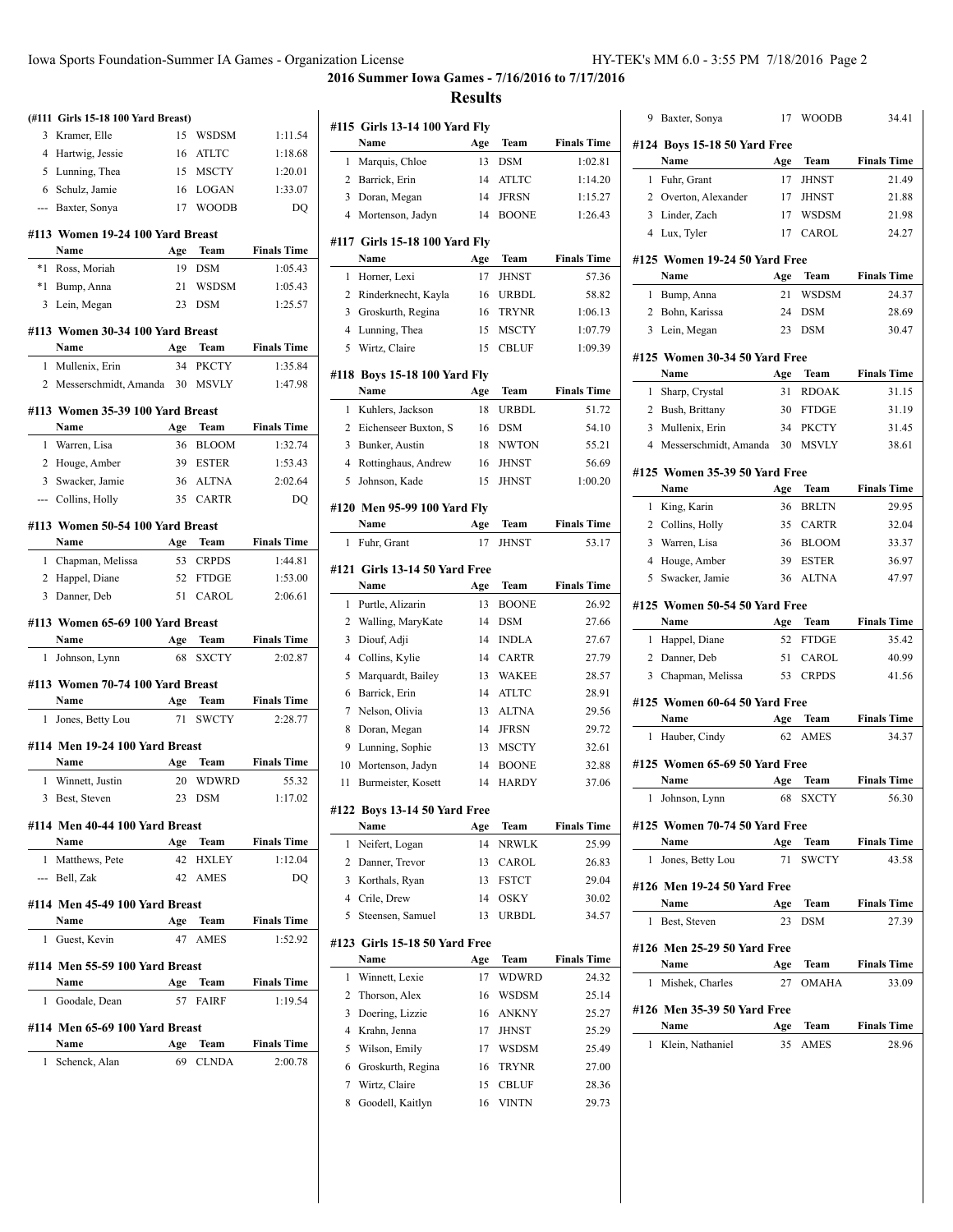## 2016 Summer Iowa Games - 7/16/2016 to 7/17/2016

## Results

### (#111 Girls 15-18 100 Yard Breast)

| | Name | Age | Team | Finals Time |
|---|---|---|---|---|
| 3 | Kramer, Elle | 15 | WSDSM | 1:11.54 |
| 4 | Hartwig, Jessie | 16 | ATLTC | 1:18.68 |
| 5 | Lunning, Thea | 15 | MSCTY | 1:20.01 |
| 6 | Schulz, Jamie | 16 | LOGAN | 1:33.07 |
| --- | Baxter, Sonya | 17 | WOODB | DQ |

### #113 Women 19-24 100 Yard Breast

| | Name | Age | Team | Finals Time |
|---|---|---|---|---|
| *1 | Ross, Moriah | 19 | DSM | 1:05.43 |
| *1 | Bump, Anna | 21 | WSDSM | 1:05.43 |
| 3 | Lein, Megan | 23 | DSM | 1:25.57 |

### #113 Women 30-34 100 Yard Breast

| | Name | Age | Team | Finals Time |
|---|---|---|---|---|
| 1 | Mullenix, Erin | 34 | PKCTY | 1:35.84 |
| 2 | Messerschmidt, Amanda | 30 | MSVLY | 1:47.98 |

### #113 Women 35-39 100 Yard Breast

| | Name | Age | Team | Finals Time |
|---|---|---|---|---|
| 1 | Warren, Lisa | 36 | BLOOM | 1:32.74 |
| 2 | Houge, Amber | 39 | ESTER | 1:53.43 |
| 3 | Swacker, Jamie | 36 | ALTNA | 2:02.64 |
| --- | Collins, Holly | 35 | CARTR | DQ |

### #113 Women 50-54 100 Yard Breast

| | Name | Age | Team | Finals Time |
|---|---|---|---|---|
| 1 | Chapman, Melissa | 53 | CRPDS | 1:44.81 |
| 2 | Happel, Diane | 52 | FTDGE | 1:53.00 |
| 3 | Danner, Deb | 51 | CAROL | 2:06.61 |

### #113 Women 65-69 100 Yard Breast

| | Name | Age | Team | Finals Time |
|---|---|---|---|---|
| 1 | Johnson, Lynn | 68 | SXCTY | 2:02.87 |

### #113 Women 70-74 100 Yard Breast

| | Name | Age | Team | Finals Time |
|---|---|---|---|---|
| 1 | Jones, Betty Lou | 71 | SWCTY | 2:28.77 |

### #114 Men 19-24 100 Yard Breast

| | Name | Age | Team | Finals Time |
|---|---|---|---|---|
| 1 | Winnett, Justin | 20 | WDWRD | 55.32 |
| 3 | Best, Steven | 23 | DSM | 1:17.02 |

### #114 Men 40-44 100 Yard Breast

| | Name | Age | Team | Finals Time |
|---|---|---|---|---|
| 1 | Matthews, Pete | 42 | HXLEY | 1:12.04 |
| --- | Bell, Zak | 42 | AMES | DQ |

### #114 Men 45-49 100 Yard Breast

| | Name | Age | Team | Finals Time |
|---|---|---|---|---|
| 1 | Guest, Kevin | 47 | AMES | 1:52.92 |

### #114 Men 55-59 100 Yard Breast

| | Name | Age | Team | Finals Time |
|---|---|---|---|---|
| 1 | Goodale, Dean | 57 | FAIRF | 1:19.54 |

### #114 Men 65-69 100 Yard Breast

| | Name | Age | Team | Finals Time |
|---|---|---|---|---|
| 1 | Schenck, Alan | 69 | CLNDA | 2:00.78 |

### #115 Girls 13-14 100 Yard Fly

| | Name | Age | Team | Finals Time |
|---|---|---|---|---|
| 1 | Marquis, Chloe | 13 | DSM | 1:02.81 |
| 2 | Barrick, Erin | 14 | ATLTC | 1:14.20 |
| 3 | Doran, Megan | 14 | JFRSN | 1:15.27 |
| 4 | Mortenson, Jadyn | 14 | BOONE | 1:26.43 |

### #117 Girls 15-18 100 Yard Fly

| | Name | Age | Team | Finals Time |
|---|---|---|---|---|
| 1 | Horner, Lexi | 17 | JHNST | 57.36 |
| 2 | Rinderknecht, Kayla | 16 | URBDL | 58.82 |
| 3 | Groskurth, Regina | 16 | TRYNR | 1:06.13 |
| 4 | Lunning, Thea | 15 | MSCTY | 1:07.79 |
| 5 | Wirtz, Claire | 15 | CBLUF | 1:09.39 |

### #118 Boys 15-18 100 Yard Fly

| | Name | Age | Team | Finals Time |
|---|---|---|---|---|
| 1 | Kuhlers, Jackson | 18 | URBDL | 51.72 |
| 2 | Eichenseer Buxton, S | 16 | DSM | 54.10 |
| 3 | Bunker, Austin | 18 | NWTON | 55.21 |
| 4 | Rottinghaus, Andrew | 16 | JHNST | 56.69 |
| 5 | Johnson, Kade | 15 | JHNST | 1:00.20 |

### #120 Men 95-99 100 Yard Fly

| | Name | Age | Team | Finals Time |
|---|---|---|---|---|
| 1 | Fuhr, Grant | 17 | JHNST | 53.17 |

### #121 Girls 13-14 50 Yard Free

| | Name | Age | Team | Finals Time |
|---|---|---|---|---|
| 1 | Purtle, Alizarin | 13 | BOONE | 26.92 |
| 2 | Walling, MaryKate | 14 | DSM | 27.66 |
| 3 | Diouf, Adji | 14 | INDLA | 27.67 |
| 4 | Collins, Kylie | 14 | CARTR | 27.79 |
| 5 | Marquardt, Bailey | 13 | WAKEE | 28.57 |
| 6 | Barrick, Erin | 14 | ATLTC | 28.91 |
| 7 | Nelson, Olivia | 13 | ALTNA | 29.56 |
| 8 | Doran, Megan | 14 | JFRSN | 29.72 |
| 9 | Lunning, Sophie | 13 | MSCTY | 32.61 |
| 10 | Mortenson, Jadyn | 14 | BOONE | 32.88 |
| 11 | Burmeister, Kosett | 14 | HARDY | 37.06 |

### #122 Boys 13-14 50 Yard Free

| | Name | Age | Team | Finals Time |
|---|---|---|---|---|
| 1 | Neifert, Logan | 14 | NRWLK | 25.99 |
| 2 | Danner, Trevor | 13 | CAROL | 26.83 |
| 3 | Korthals, Ryan | 13 | FSTCT | 29.04 |
| 4 | Crile, Drew | 14 | OSKY | 30.02 |
| 5 | Steensen, Samuel | 13 | URBDL | 34.57 |

### #123 Girls 15-18 50 Yard Free

| | Name | Age | Team | Finals Time |
|---|---|---|---|---|
| 1 | Winnett, Lexie | 17 | WDWRD | 24.32 |
| 2 | Thorson, Alex | 16 | WSDSM | 25.14 |
| 3 | Doering, Lizzie | 16 | ANKNY | 25.27 |
| 4 | Krahn, Jenna | 17 | JHNST | 25.29 |
| 5 | Wilson, Emily | 17 | WSDSM | 25.49 |
| 6 | Groskurth, Regina | 16 | TRYNR | 27.00 |
| 7 | Wirtz, Claire | 15 | CBLUF | 28.36 |
| 8 | Goodell, Kaitlyn | 16 | VINTN | 29.73 |
| 9 | Baxter, Sonya | 17 | WOODB | 34.41 |

### #124 Boys 15-18 50 Yard Free

| | Name | Age | Team | Finals Time |
|---|---|---|---|---|
| 1 | Fuhr, Grant | 17 | JHNST | 21.49 |
| 2 | Overton, Alexander | 17 | JHNST | 21.88 |
| 3 | Linder, Zach | 17 | WSDSM | 21.98 |
| 4 | Lux, Tyler | 17 | CAROL | 24.27 |

### #125 Women 19-24 50 Yard Free

| | Name | Age | Team | Finals Time |
|---|---|---|---|---|
| 1 | Bump, Anna | 21 | WSDSM | 24.37 |
| 2 | Bohn, Karissa | 24 | DSM | 28.69 |
| 3 | Lein, Megan | 23 | DSM | 30.47 |

### #125 Women 30-34 50 Yard Free

| | Name | Age | Team | Finals Time |
|---|---|---|---|---|
| 1 | Sharp, Crystal | 31 | RDOAK | 31.15 |
| 2 | Bush, Brittany | 30 | FTDGE | 31.19 |
| 3 | Mullenix, Erin | 34 | PKCTY | 31.45 |
| 4 | Messerschmidt, Amanda | 30 | MSVLY | 38.61 |

### #125 Women 35-39 50 Yard Free

| | Name | Age | Team | Finals Time |
|---|---|---|---|---|
| 1 | King, Karin | 36 | BRLTN | 29.95 |
| 2 | Collins, Holly | 35 | CARTR | 32.04 |
| 3 | Warren, Lisa | 36 | BLOOM | 33.37 |
| 4 | Houge, Amber | 39 | ESTER | 36.97 |
| 5 | Swacker, Jamie | 36 | ALTNA | 47.97 |

### #125 Women 50-54 50 Yard Free

| | Name | Age | Team | Finals Time |
|---|---|---|---|---|
| 1 | Happel, Diane | 52 | FTDGE | 35.42 |
| 2 | Danner, Deb | 51 | CAROL | 40.99 |
| 3 | Chapman, Melissa | 53 | CRPDS | 41.56 |

### #125 Women 60-64 50 Yard Free

| | Name | Age | Team | Finals Time |
|---|---|---|---|---|
| 1 | Hauber, Cindy | 62 | AMES | 34.37 |

### #125 Women 65-69 50 Yard Free

| | Name | Age | Team | Finals Time |
|---|---|---|---|---|
| 1 | Johnson, Lynn | 68 | SXCTY | 56.30 |

### #125 Women 70-74 50 Yard Free

| | Name | Age | Team | Finals Time |
|---|---|---|---|---|
| 1 | Jones, Betty Lou | 71 | SWCTY | 43.58 |

### #126 Men 19-24 50 Yard Free

| | Name | Age | Team | Finals Time |
|---|---|---|---|---|
| 1 | Best, Steven | 23 | DSM | 27.39 |

### #126 Men 25-29 50 Yard Free

| | Name | Age | Team | Finals Time |
|---|---|---|---|---|
| 1 | Mishek, Charles | 27 | OMAHA | 33.09 |

### #126 Men 35-39 50 Yard Free

| | Name | Age | Team | Finals Time |
|---|---|---|---|---|
| 1 | Klein, Nathaniel | 35 | AMES | 28.96 |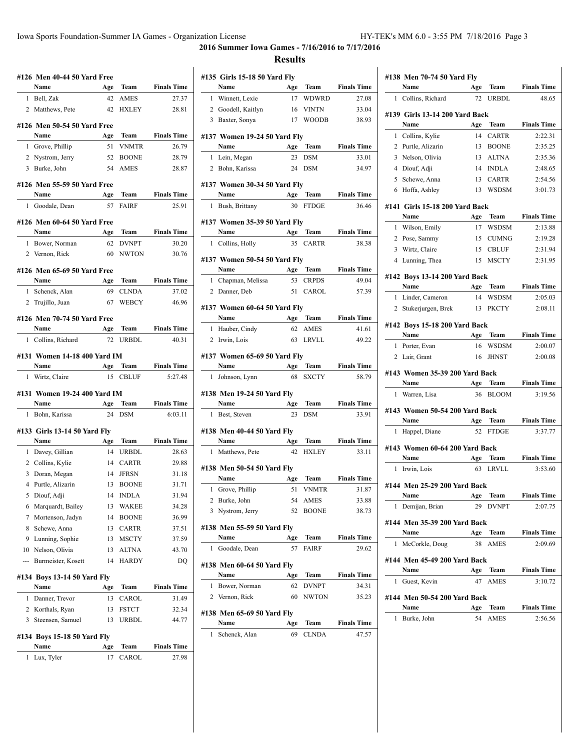## 2016 Summer Iowa Games - 7/16/2016 to 7/17/2016

## Results

### #126 Men 40-44 50 Yard Free

| | Name | Age | Team | Finals Time |
|---|---|---|---|---|
| 1 | Bell, Zak | 42 | AMES | 27.37 |
| 2 | Matthews, Pete | 42 | HXLEY | 28.81 |

### #126 Men 50-54 50 Yard Free

| | Name | Age | Team | Finals Time |
|---|---|---|---|---|
| 1 | Grove, Phillip | 51 | VNMTR | 26.79 |
| 2 | Nystrom, Jerry | 52 | BOONE | 28.79 |
| 3 | Burke, John | 54 | AMES | 28.87 |

### #126 Men 55-59 50 Yard Free

| | Name | Age | Team | Finals Time |
|---|---|---|---|---|
| 1 | Goodale, Dean | 57 | FAIRF | 25.91 |

### #126 Men 60-64 50 Yard Free

| | Name | Age | Team | Finals Time |
|---|---|---|---|---|
| 1 | Bower, Norman | 62 | DVNPT | 30.20 |
| 2 | Vernon, Rick | 60 | NWTON | 30.76 |

### #126 Men 65-69 50 Yard Free

| | Name | Age | Team | Finals Time |
|---|---|---|---|---|
| 1 | Schenck, Alan | 69 | CLNDA | 37.02 |
| 2 | Trujillo, Juan | 67 | WEBCY | 46.96 |

### #126 Men 70-74 50 Yard Free

| | Name | Age | Team | Finals Time |
|---|---|---|---|---|
| 1 | Collins, Richard | 72 | URBDL | 40.31 |

### #131 Women 14-18 400 Yard IM

| | Name | Age | Team | Finals Time |
|---|---|---|---|---|
| 1 | Wirtz, Claire | 15 | CBLUF | 5:27.48 |

### #131 Women 19-24 400 Yard IM

| | Name | Age | Team | Finals Time |
|---|---|---|---|---|
| 1 | Bohn, Karissa | 24 | DSM | 6:03.11 |

### #133 Girls 13-14 50 Yard Fly

| | Name | Age | Team | Finals Time |
|---|---|---|---|---|
| 1 | Davey, Gillian | 14 | URBDL | 28.63 |
| 2 | Collins, Kylie | 14 | CARTR | 29.88 |
| 3 | Doran, Megan | 14 | JFRSN | 31.18 |
| 4 | Purtle, Alizarin | 13 | BOONE | 31.71 |
| 5 | Diouf, Adji | 14 | INDLA | 31.94 |
| 6 | Marquardt, Bailey | 13 | WAKEE | 34.28 |
| 7 | Mortenson, Jadyn | 14 | BOONE | 36.99 |
| 8 | Schewe, Anna | 13 | CARTR | 37.51 |
| 9 | Lunning, Sophie | 13 | MSCTY | 37.59 |
| 10 | Nelson, Olivia | 13 | ALTNA | 43.70 |
| --- | Burmeister, Kosett | 14 | HARDY | DQ |

### #134 Boys 13-14 50 Yard Fly

| | Name | Age | Team | Finals Time |
|---|---|---|---|---|
| 1 | Danner, Trevor | 13 | CAROL | 31.49 |
| 2 | Korthals, Ryan | 13 | FSTCT | 32.34 |
| 3 | Steensen, Samuel | 13 | URBDL | 44.77 |

### #134 Boys 15-18 50 Yard Fly

| | Name | Age | Team | Finals Time |
|---|---|---|---|---|
| 1 | Lux, Tyler | 17 | CAROL | 27.98 |

### #135 Girls 15-18 50 Yard Fly

| | Name | Age | Team | Finals Time |
|---|---|---|---|---|
| 1 | Winnett, Lexie | 17 | WDWRD | 27.08 |
| 2 | Goodell, Kaitlyn | 16 | VINTN | 33.04 |
| 3 | Baxter, Sonya | 17 | WOODB | 38.93 |

### #137 Women 19-24 50 Yard Fly

| | Name | Age | Team | Finals Time |
|---|---|---|---|---|
| 1 | Lein, Megan | 23 | DSM | 33.01 |
| 2 | Bohn, Karissa | 24 | DSM | 34.97 |

### #137 Women 30-34 50 Yard Fly

| | Name | Age | Team | Finals Time |
|---|---|---|---|---|
| 1 | Bush, Brittany | 30 | FTDGE | 36.46 |

### #137 Women 35-39 50 Yard Fly

| | Name | Age | Team | Finals Time |
|---|---|---|---|---|
| 1 | Collins, Holly | 35 | CARTR | 38.38 |

### #137 Women 50-54 50 Yard Fly

| | Name | Age | Team | Finals Time |
|---|---|---|---|---|
| 1 | Chapman, Melissa | 53 | CRPDS | 49.04 |
| 2 | Danner, Deb | 51 | CAROL | 57.39 |

### #137 Women 60-64 50 Yard Fly

| | Name | Age | Team | Finals Time |
|---|---|---|---|---|
| 1 | Hauber, Cindy | 62 | AMES | 41.61 |
| 2 | Irwin, Lois | 63 | LRVLL | 49.22 |

### #137 Women 65-69 50 Yard Fly

| | Name | Age | Team | Finals Time |
|---|---|---|---|---|
| 1 | Johnson, Lynn | 68 | SXCTY | 58.79 |

### #138 Men 19-24 50 Yard Fly

| | Name | Age | Team | Finals Time |
|---|---|---|---|---|
| 1 | Best, Steven | 23 | DSM | 33.91 |

### #138 Men 40-44 50 Yard Fly

| | Name | Age | Team | Finals Time |
|---|---|---|---|---|
| 1 | Matthews, Pete | 42 | HXLEY | 33.11 |

### #138 Men 50-54 50 Yard Fly

| | Name | Age | Team | Finals Time |
|---|---|---|---|---|
| 1 | Grove, Phillip | 51 | VNMTR | 31.87 |
| 2 | Burke, John | 54 | AMES | 33.88 |
| 3 | Nystrom, Jerry | 52 | BOONE | 38.73 |

### #138 Men 55-59 50 Yard Fly

| | Name | Age | Team | Finals Time |
|---|---|---|---|---|
| 1 | Goodale, Dean | 57 | FAIRF | 29.62 |

### #138 Men 60-64 50 Yard Fly

| | Name | Age | Team | Finals Time |
|---|---|---|---|---|
| 1 | Bower, Norman | 62 | DVNPT | 34.31 |
| 2 | Vernon, Rick | 60 | NWTON | 35.23 |

### #138 Men 65-69 50 Yard Fly

| | Name | Age | Team | Finals Time |
|---|---|---|---|---|
| 1 | Schenck, Alan | 69 | CLNDA | 47.57 |

### #138 Men 70-74 50 Yard Fly

| | Name | Age | Team | Finals Time |
|---|---|---|---|---|
| 1 | Collins, Richard | 72 | URBDL | 48.65 |

### #139 Girls 13-14 200 Yard Back

| | Name | Age | Team | Finals Time |
|---|---|---|---|---|
| 1 | Collins, Kylie | 14 | CARTR | 2:22.31 |
| 2 | Purtle, Alizarin | 13 | BOONE | 2:35.25 |
| 3 | Nelson, Olivia | 13 | ALTNA | 2:35.36 |
| 4 | Diouf, Adji | 14 | INDLA | 2:48.65 |
| 5 | Schewe, Anna | 13 | CARTR | 2:54.56 |
| 6 | Hoffa, Ashley | 13 | WSDSM | 3:01.73 |

### #141 Girls 15-18 200 Yard Back

| | Name | Age | Team | Finals Time |
|---|---|---|---|---|
| 1 | Wilson, Emily | 17 | WSDSM | 2:13.88 |
| 2 | Pose, Sammy | 15 | CUMNG | 2:19.28 |
| 3 | Wirtz, Claire | 15 | CBLUF | 2:31.94 |
| 4 | Lunning, Thea | 15 | MSCTY | 2:31.95 |

### #142 Boys 13-14 200 Yard Back

| | Name | Age | Team | Finals Time |
|---|---|---|---|---|
| 1 | Linder, Cameron | 14 | WSDSM | 2:05.03 |
| 2 | Stukerjurgen, Brek | 13 | PKCTY | 2:08.11 |

### #142 Boys 15-18 200 Yard Back

| | Name | Age | Team | Finals Time |
|---|---|---|---|---|
| 1 | Porter, Evan | 16 | WSDSM | 2:00.07 |
| 2 | Lair, Grant | 16 | JHNST | 2:00.08 |

### #143 Women 35-39 200 Yard Back

| | Name | Age | Team | Finals Time |
|---|---|---|---|---|
| 1 | Warren, Lisa | 36 | BLOOM | 3:19.56 |

### #143 Women 50-54 200 Yard Back

| | Name | Age | Team | Finals Time |
|---|---|---|---|---|
| 1 | Happel, Diane | 52 | FTDGE | 3:37.77 |

### #143 Women 60-64 200 Yard Back

| | Name | Age | Team | Finals Time |
|---|---|---|---|---|
| 1 | Irwin, Lois | 63 | LRVLL | 3:53.60 |

### #144 Men 25-29 200 Yard Back

| | Name | Age | Team | Finals Time |
|---|---|---|---|---|
| 1 | Demijan, Brian | 29 | DVNPT | 2:07.75 |

### #144 Men 35-39 200 Yard Back

| | Name | Age | Team | Finals Time |
|---|---|---|---|---|
| 1 | McCorkle, Doug | 38 | AMES | 2:09.69 |

### #144 Men 45-49 200 Yard Back

| | Name | Age | Team | Finals Time |
|---|---|---|---|---|
| 1 | Guest, Kevin | 47 | AMES | 3:10.72 |

### #144 Men 50-54 200 Yard Back

| | Name | Age | Team | Finals Time |
|---|---|---|---|---|
| 1 | Burke, John | 54 | AMES | 2:56.56 |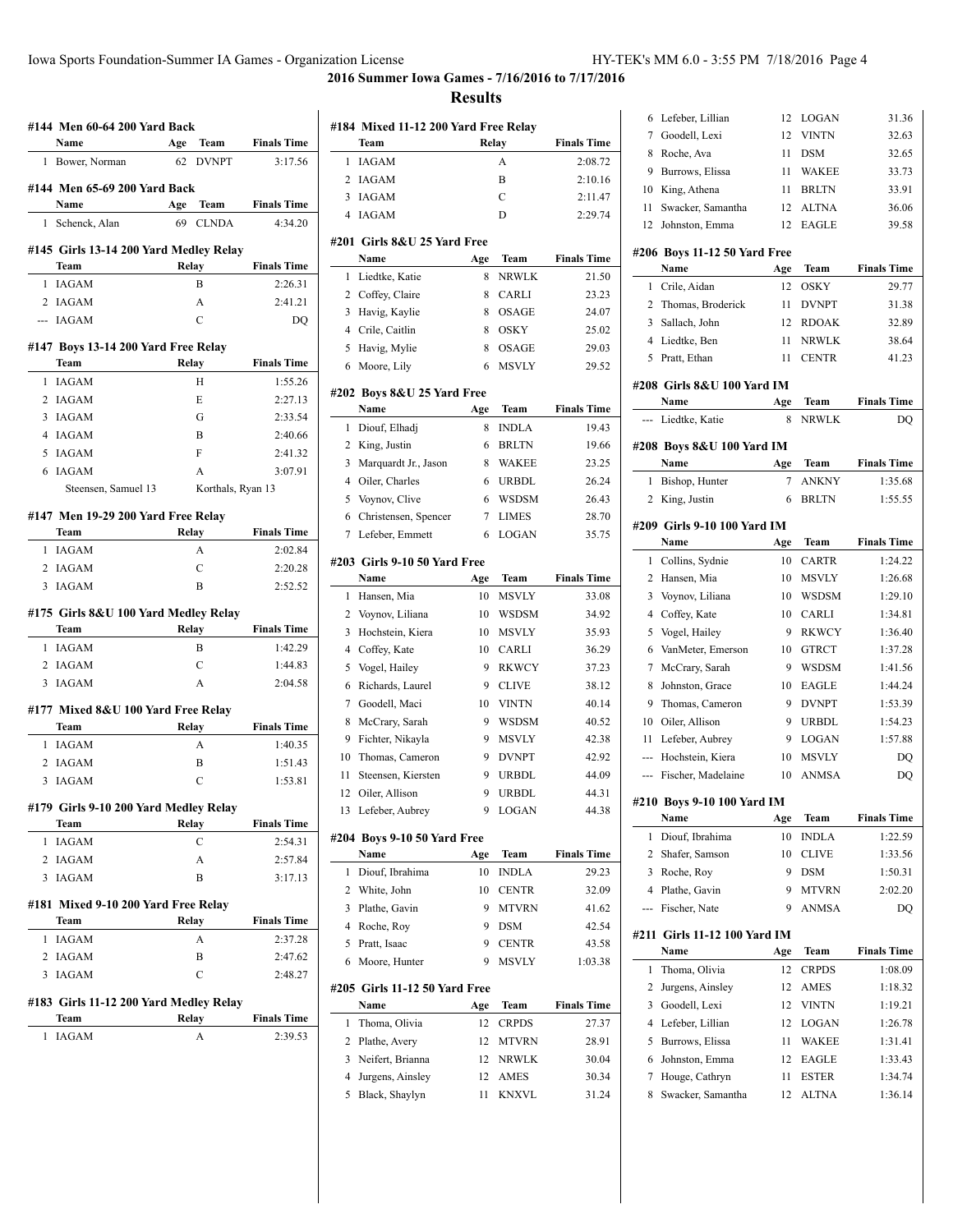## 2016 Summer Iowa Games - 7/16/2016 to 7/17/2016

### Results

#### #144 Men 60-64 200 Yard Back

| | Name | Age | Team | Finals Time |
|---|---|---|---|---|
| 1 | Bower, Norman | 62 | DVNPT | 3:17.56 |

#### #144 Men 65-69 200 Yard Back

| | Name | Age | Team | Finals Time |
|---|---|---|---|---|
| 1 | Schenck, Alan | 69 | CLNDA | 4:34.20 |

#### #145 Girls 13-14 200 Yard Medley Relay

| | Team | Relay | Finals Time |
|---|---|---|---|
| 1 | IAGAM | B | 2:26.31 |
| 2 | IAGAM | A | 2:41.21 |
| --- | IAGAM | C | DQ |

#### #147 Boys 13-14 200 Yard Free Relay

| | Team | Relay | Finals Time |
|---|---|---|---|
| 1 | IAGAM | H | 1:55.26 |
| 2 | IAGAM | E | 2:27.13 |
| 3 | IAGAM | G | 2:33.54 |
| 4 | IAGAM | B | 2:40.66 |
| 5 | IAGAM | F | 2:41.32 |
| 6 | IAGAM | A | 3:07.91 |
| | Steensen, Samuel 13 | Korthals, Ryan 13 | |

#### #147 Men 19-29 200 Yard Free Relay

| | Team | Relay | Finals Time |
|---|---|---|---|
| 1 | IAGAM | A | 2:02.84 |
| 2 | IAGAM | C | 2:20.28 |
| 3 | IAGAM | B | 2:52.52 |

#### #175 Girls 8&U 100 Yard Medley Relay

| | Team | Relay | Finals Time |
|---|---|---|---|
| 1 | IAGAM | B | 1:42.29 |
| 2 | IAGAM | C | 1:44.83 |
| 3 | IAGAM | A | 2:04.58 |

#### #177 Mixed 8&U 100 Yard Free Relay

| | Team | Relay | Finals Time |
|---|---|---|---|
| 1 | IAGAM | A | 1:40.35 |
| 2 | IAGAM | B | 1:51.43 |
| 3 | IAGAM | C | 1:53.81 |

#### #179 Girls 9-10 200 Yard Medley Relay

| | Team | Relay | Finals Time |
|---|---|---|---|
| 1 | IAGAM | C | 2:54.31 |
| 2 | IAGAM | A | 2:57.84 |
| 3 | IAGAM | B | 3:17.13 |

#### #181 Mixed 9-10 200 Yard Free Relay

| | Team | Relay | Finals Time |
|---|---|---|---|
| 1 | IAGAM | A | 2:37.28 |
| 2 | IAGAM | B | 2:47.62 |
| 3 | IAGAM | C | 2:48.27 |

#### #183 Girls 11-12 200 Yard Medley Relay

| | Team | Relay | Finals Time |
|---|---|---|---|
| 1 | IAGAM | A | 2:39.53 |

#### #184 Mixed 11-12 200 Yard Free Relay

| | Team | Relay | Finals Time |
|---|---|---|---|
| 1 | IAGAM | A | 2:08.72 |
| 2 | IAGAM | B | 2:10.16 |
| 3 | IAGAM | C | 2:11.47 |
| 4 | IAGAM | D | 2:29.74 |

#### #201 Girls 8&U 25 Yard Free

| | Name | Age | Team | Finals Time |
|---|---|---|---|---|
| 1 | Liedtke, Katie | 8 | NRWLK | 21.50 |
| 2 | Coffey, Claire | 8 | CARLI | 23.23 |
| 3 | Havig, Kaylie | 8 | OSAGE | 24.07 |
| 4 | Crile, Caitlin | 8 | OSKY | 25.02 |
| 5 | Havig, Mylie | 8 | OSAGE | 29.03 |
| 6 | Moore, Lily | 6 | MSVLY | 29.52 |

#### #202 Boys 8&U 25 Yard Free

| | Name | Age | Team | Finals Time |
|---|---|---|---|---|
| 1 | Diouf, Elhadj | 8 | INDLA | 19.43 |
| 2 | King, Justin | 6 | BRLTN | 19.66 |
| 3 | Marquardt Jr., Jason | 8 | WAKEE | 23.25 |
| 4 | Oiler, Charles | 6 | URBDL | 26.24 |
| 5 | Voynov, Clive | 6 | WSDSM | 26.43 |
| 6 | Christensen, Spencer | 7 | LIMES | 28.70 |
| 7 | Lefeber, Emmett | 6 | LOGAN | 35.75 |

#### #203 Girls 9-10 50 Yard Free

| | Name | Age | Team | Finals Time |
|---|---|---|---|---|
| 1 | Hansen, Mia | 10 | MSVLY | 33.08 |
| 2 | Voynov, Liliana | 10 | WSDSM | 34.92 |
| 3 | Hochstein, Kiera | 10 | MSVLY | 35.93 |
| 4 | Coffey, Kate | 10 | CARLI | 36.29 |
| 5 | Vogel, Hailey | 9 | RKWCY | 37.23 |
| 6 | Richards, Laurel | 9 | CLIVE | 38.12 |
| 7 | Goodell, Maci | 10 | VINTN | 40.14 |
| 8 | McCrary, Sarah | 9 | WSDSM | 40.52 |
| 9 | Fichter, Nikayla | 9 | MSVLY | 42.38 |
| 10 | Thomas, Cameron | 9 | DVNPT | 42.92 |
| 11 | Steensen, Kiersten | 9 | URBDL | 44.09 |
| 12 | Oiler, Allison | 9 | URBDL | 44.31 |
| 13 | Lefeber, Aubrey | 9 | LOGAN | 44.38 |

#### #204 Boys 9-10 50 Yard Free

| | Name | Age | Team | Finals Time |
|---|---|---|---|---|
| 1 | Diouf, Ibrahima | 10 | INDLA | 29.23 |
| 2 | White, John | 10 | CENTR | 32.09 |
| 3 | Plathe, Gavin | 9 | MTVRN | 41.62 |
| 4 | Roche, Roy | 9 | DSM | 42.54 |
| 5 | Pratt, Isaac | 9 | CENTR | 43.58 |
| 6 | Moore, Hunter | 9 | MSVLY | 1:03.38 |

#### #205 Girls 11-12 50 Yard Free

| | Name | Age | Team | Finals Time |
|---|---|---|---|---|
| 1 | Thoma, Olivia | 12 | CRPDS | 27.37 |
| 2 | Plathe, Avery | 12 | MTVRN | 28.91 |
| 3 | Neifert, Brianna | 12 | NRWLK | 30.04 |
| 4 | Jurgens, Ainsley | 12 | AMES | 30.34 |
| 5 | Black, Shaylyn | 11 | KNXVL | 31.24 |
| 6 | Lefeber, Lillian | 12 | LOGAN | 31.36 |
| 7 | Goodell, Lexi | 12 | VINTN | 32.63 |
| 8 | Roche, Ava | 11 | DSM | 32.65 |
| 9 | Burrows, Elissa | 11 | WAKEE | 33.73 |
| 10 | King, Athena | 11 | BRLTN | 33.91 |
| 11 | Swacker, Samantha | 12 | ALTNA | 36.06 |
| 12 | Johnston, Emma | 12 | EAGLE | 39.58 |

#### #206 Boys 11-12 50 Yard Free

| | Name | Age | Team | Finals Time |
|---|---|---|---|---|
| 1 | Crile, Aidan | 12 | OSKY | 29.77 |
| 2 | Thomas, Broderick | 11 | DVNPT | 31.38 |
| 3 | Sallach, John | 12 | RDOAK | 32.89 |
| 4 | Liedtke, Ben | 11 | NRWLK | 38.64 |
| 5 | Pratt, Ethan | 11 | CENTR | 41.23 |

#### #208 Girls 8&U 100 Yard IM

| | Name | Age | Team | Finals Time |
|---|---|---|---|---|
| --- | Liedtke, Katie | 8 | NRWLK | DQ |

#### #208 Boys 8&U 100 Yard IM

| | Name | Age | Team | Finals Time |
|---|---|---|---|---|
| 1 | Bishop, Hunter | 7 | ANKNY | 1:35.68 |
| 2 | King, Justin | 6 | BRLTN | 1:55.55 |

#### #209 Girls 9-10 100 Yard IM

| | Name | Age | Team | Finals Time |
|---|---|---|---|---|
| 1 | Collins, Sydnie | 10 | CARTR | 1:24.22 |
| 2 | Hansen, Mia | 10 | MSVLY | 1:26.68 |
| 3 | Voynov, Liliana | 10 | WSDSM | 1:29.10 |
| 4 | Coffey, Kate | 10 | CARLI | 1:34.81 |
| 5 | Vogel, Hailey | 9 | RKWCY | 1:36.40 |
| 6 | VanMeter, Emerson | 10 | GTRCT | 1:37.28 |
| 7 | McCrary, Sarah | 9 | WSDSM | 1:41.56 |
| 8 | Johnston, Grace | 10 | EAGLE | 1:44.24 |
| 9 | Thomas, Cameron | 9 | DVNPT | 1:53.39 |
| 10 | Oiler, Allison | 9 | URBDL | 1:54.23 |
| 11 | Lefeber, Aubrey | 9 | LOGAN | 1:57.88 |
| --- | Hochstein, Kiera | 10 | MSVLY | DQ |
| --- | Fischer, Madelaine | 10 | ANMSA | DQ |

#### #210 Boys 9-10 100 Yard IM

| | Name | Age | Team | Finals Time |
|---|---|---|---|---|
| 1 | Diouf, Ibrahima | 10 | INDLA | 1:22.59 |
| 2 | Shafer, Samson | 10 | CLIVE | 1:33.56 |
| 3 | Roche, Roy | 9 | DSM | 1:50.31 |
| 4 | Plathe, Gavin | 9 | MTVRN | 2:02.20 |
| --- | Fischer, Nate | 9 | ANMSA | DQ |

#### #211 Girls 11-12 100 Yard IM

| | Name | Age | Team | Finals Time |
|---|---|---|---|---|
| 1 | Thoma, Olivia | 12 | CRPDS | 1:08.09 |
| 2 | Jurgens, Ainsley | 12 | AMES | 1:18.32 |
| 3 | Goodell, Lexi | 12 | VINTN | 1:19.21 |
| 4 | Lefeber, Lillian | 12 | LOGAN | 1:26.78 |
| 5 | Burrows, Elissa | 11 | WAKEE | 1:31.41 |
| 6 | Johnston, Emma | 12 | EAGLE | 1:33.43 |
| 7 | Houge, Cathryn | 11 | ESTER | 1:34.74 |
| 8 | Swacker, Samantha | 12 | ALTNA | 1:36.14 |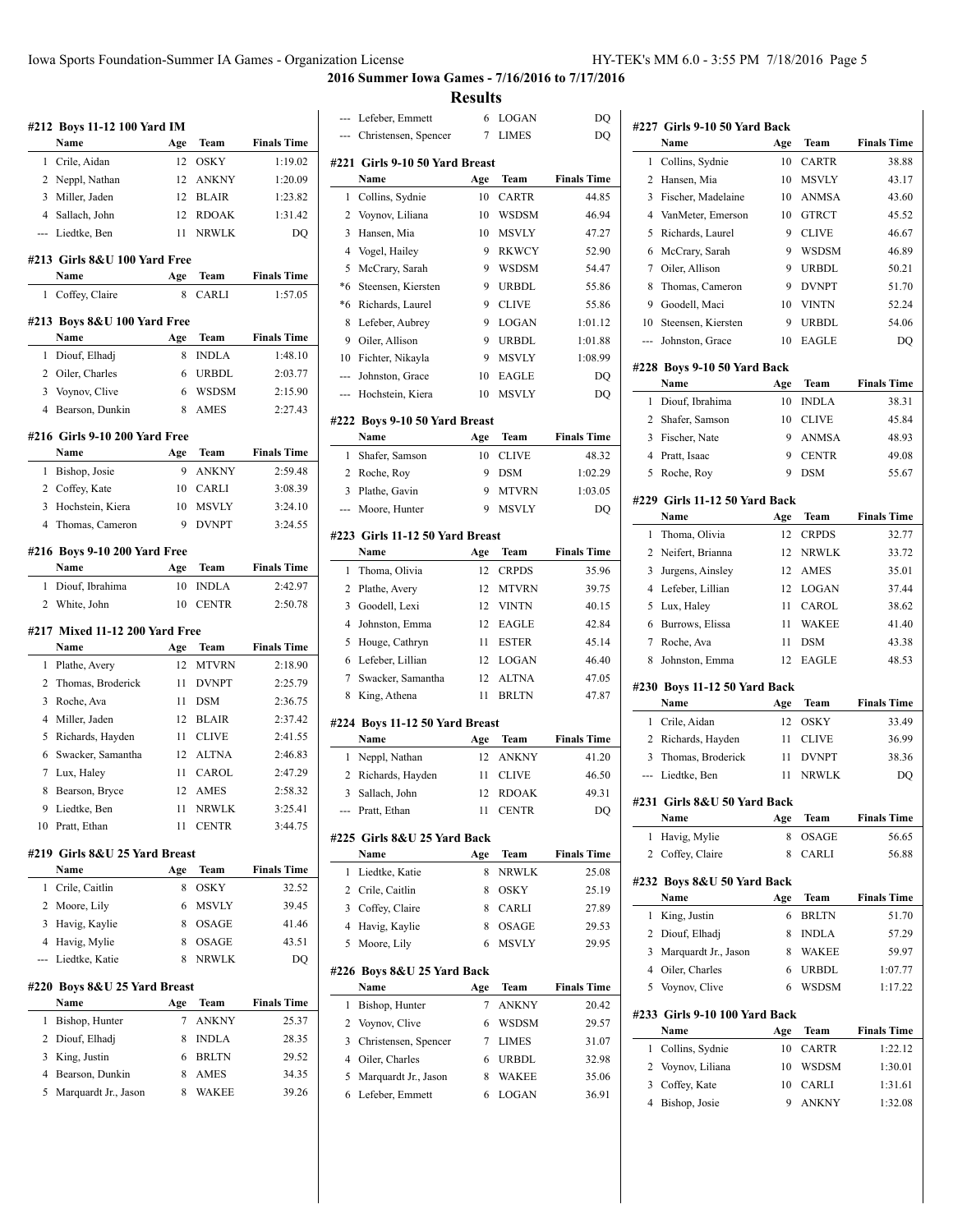**2016 Summer Iowa Games - 7/16/2016 to 7/17/2016**

## Results

### #212 Boys 11-12 100 Yard IM

| | Name | Age | Team | Finals Time |
|---|---|---|---|---|
| 1 | Crile, Aidan | 12 | OSKY | 1:19.02 |
| 2 | Neppl, Nathan | 12 | ANKNY | 1:20.09 |
| 3 | Miller, Jaden | 12 | BLAIR | 1:23.82 |
| 4 | Sallach, John | 12 | RDOAK | 1:31.42 |
| --- | Liedtke, Ben | 11 | NRWLK | DQ |

### #213 Girls 8&U 100 Yard Free

| | Name | Age | Team | Finals Time |
|---|---|---|---|---|
| 1 | Coffey, Claire | 8 | CARLI | 1:57.05 |

### #213 Boys 8&U 100 Yard Free

| | Name | Age | Team | Finals Time |
|---|---|---|---|---|
| 1 | Diouf, Elhadj | 8 | INDLA | 1:48.10 |
| 2 | Oiler, Charles | 6 | URBDL | 2:03.77 |
| 3 | Voynov, Clive | 6 | WSDSM | 2:15.90 |
| 4 | Bearson, Dunkin | 8 | AMES | 2:27.43 |

### #216 Girls 9-10 200 Yard Free

| | Name | Age | Team | Finals Time |
|---|---|---|---|---|
| 1 | Bishop, Josie | 9 | ANKNY | 2:59.48 |
| 2 | Coffey, Kate | 10 | CARLI | 3:08.39 |
| 3 | Hochstein, Kiera | 10 | MSVLY | 3:24.10 |
| 4 | Thomas, Cameron | 9 | DVNPT | 3:24.55 |

### #216 Boys 9-10 200 Yard Free

| | Name | Age | Team | Finals Time |
|---|---|---|---|---|
| 1 | Diouf, Ibrahima | 10 | INDLA | 2:42.97 |
| 2 | White, John | 10 | CENTR | 2:50.78 |

### #217 Mixed 11-12 200 Yard Free

| | Name | Age | Team | Finals Time |
|---|---|---|---|---|
| 1 | Plathe, Avery | 12 | MTVRN | 2:18.90 |
| 2 | Thomas, Broderick | 11 | DVNPT | 2:25.79 |
| 3 | Roche, Ava | 11 | DSM | 2:36.75 |
| 4 | Miller, Jaden | 12 | BLAIR | 2:37.42 |
| 5 | Richards, Hayden | 11 | CLIVE | 2:41.55 |
| 6 | Swacker, Samantha | 12 | ALTNA | 2:46.83 |
| 7 | Lux, Haley | 11 | CAROL | 2:47.29 |
| 8 | Bearson, Bryce | 12 | AMES | 2:58.32 |
| 9 | Liedtke, Ben | 11 | NRWLK | 3:25.41 |
| 10 | Pratt, Ethan | 11 | CENTR | 3:44.75 |

### #219 Girls 8&U 25 Yard Breast

| | Name | Age | Team | Finals Time |
|---|---|---|---|---|
| 1 | Crile, Caitlin | 8 | OSKY | 32.52 |
| 2 | Moore, Lily | 6 | MSVLY | 39.45 |
| 3 | Havig, Kaylie | 8 | OSAGE | 41.46 |
| 4 | Havig, Mylie | 8 | OSAGE | 43.51 |
| --- | Liedtke, Katie | 8 | NRWLK | DQ |

### #220 Boys 8&U 25 Yard Breast

| | Name | Age | Team | Finals Time |
|---|---|---|---|---|
| 1 | Bishop, Hunter | 7 | ANKNY | 25.37 |
| 2 | Diouf, Elhadj | 8 | INDLA | 28.35 |
| 3 | King, Justin | 6 | BRLTN | 29.52 |
| 4 | Bearson, Dunkin | 8 | AMES | 34.35 |
| 5 | Marquardt Jr., Jason | 8 | WAKEE | 39.26 |
| --- | Lefeber, Emmett | 6 | LOGAN | DQ |
| --- | Christensen, Spencer | 7 | LIMES | DQ |

### #221 Girls 9-10 50 Yard Breast

| | Name | Age | Team | Finals Time |
|---|---|---|---|---|
| 1 | Collins, Sydnie | 10 | CARTR | 44.85 |
| 2 | Voynov, Liliana | 10 | WSDSM | 46.94 |
| 3 | Hansen, Mia | 10 | MSVLY | 47.27 |
| 4 | Vogel, Hailey | 9 | RKWCY | 52.90 |
| 5 | McCrary, Sarah | 9 | WSDSM | 54.47 |
| *6 | Steensen, Kiersten | 9 | URBDL | 55.86 |
| *6 | Richards, Laurel | 9 | CLIVE | 55.86 |
| 8 | Lefeber, Aubrey | 9 | LOGAN | 1:01.12 |
| 9 | Oiler, Allison | 9 | URBDL | 1:01.88 |
| 10 | Fichter, Nikayla | 9 | MSVLY | 1:08.99 |
| --- | Johnston, Grace | 10 | EAGLE | DQ |
| --- | Hochstein, Kiera | 10 | MSVLY | DQ |

### #222 Boys 9-10 50 Yard Breast

| | Name | Age | Team | Finals Time |
|---|---|---|---|---|
| 1 | Shafer, Samson | 10 | CLIVE | 48.32 |
| 2 | Roche, Roy | 9 | DSM | 1:02.29 |
| 3 | Plathe, Gavin | 9 | MTVRN | 1:03.05 |
| --- | Moore, Hunter | 9 | MSVLY | DQ |

### #223 Girls 11-12 50 Yard Breast

| | Name | Age | Team | Finals Time |
|---|---|---|---|---|
| 1 | Thoma, Olivia | 12 | CRPDS | 35.96 |
| 2 | Plathe, Avery | 12 | MTVRN | 39.75 |
| 3 | Goodell, Lexi | 12 | VINTN | 40.15 |
| 4 | Johnston, Emma | 12 | EAGLE | 42.84 |
| 5 | Houge, Cathryn | 11 | ESTER | 45.14 |
| 6 | Lefeber, Lillian | 12 | LOGAN | 46.40 |
| 7 | Swacker, Samantha | 12 | ALTNA | 47.05 |
| 8 | King, Athena | 11 | BRLTN | 47.87 |

### #224 Boys 11-12 50 Yard Breast

| | Name | Age | Team | Finals Time |
|---|---|---|---|---|
| 1 | Neppl, Nathan | 12 | ANKNY | 41.20 |
| 2 | Richards, Hayden | 11 | CLIVE | 46.50 |
| 3 | Sallach, John | 12 | RDOAK | 49.31 |
| --- | Pratt, Ethan | 11 | CENTR | DQ |

### #225 Girls 8&U 25 Yard Back

| | Name | Age | Team | Finals Time |
|---|---|---|---|---|
| 1 | Liedtke, Katie | 8 | NRWLK | 25.08 |
| 2 | Crile, Caitlin | 8 | OSKY | 25.19 |
| 3 | Coffey, Claire | 8 | CARLI | 27.89 |
| 4 | Havig, Kaylie | 8 | OSAGE | 29.53 |
| 5 | Moore, Lily | 6 | MSVLY | 29.95 |

### #226 Boys 8&U 25 Yard Back

| | Name | Age | Team | Finals Time |
|---|---|---|---|---|
| 1 | Bishop, Hunter | 7 | ANKNY | 20.42 |
| 2 | Voynov, Clive | 6 | WSDSM | 29.57 |
| 3 | Christensen, Spencer | 7 | LIMES | 31.07 |
| 4 | Oiler, Charles | 6 | URBDL | 32.98 |
| 5 | Marquardt Jr., Jason | 8 | WAKEE | 35.06 |
| 6 | Lefeber, Emmett | 6 | LOGAN | 36.91 |

### #227 Girls 9-10 50 Yard Back

| | Name | Age | Team | Finals Time |
|---|---|---|---|---|
| 1 | Collins, Sydnie | 10 | CARTR | 38.88 |
| 2 | Hansen, Mia | 10 | MSVLY | 43.17 |
| 3 | Fischer, Madelaine | 10 | ANMSA | 43.60 |
| 4 | VanMeter, Emerson | 10 | GTRCT | 45.52 |
| 5 | Richards, Laurel | 9 | CLIVE | 46.67 |
| 6 | McCrary, Sarah | 9 | WSDSM | 46.89 |
| 7 | Oiler, Allison | 9 | URBDL | 50.21 |
| 8 | Thomas, Cameron | 9 | DVNPT | 51.70 |
| 9 | Goodell, Maci | 10 | VINTN | 52.24 |
| 10 | Steensen, Kiersten | 9 | URBDL | 54.06 |
| --- | Johnston, Grace | 10 | EAGLE | DQ |

### #228 Boys 9-10 50 Yard Back

| | Name | Age | Team | Finals Time |
|---|---|---|---|---|
| 1 | Diouf, Ibrahima | 10 | INDLA | 38.31 |
| 2 | Shafer, Samson | 10 | CLIVE | 45.84 |
| 3 | Fischer, Nate | 9 | ANMSA | 48.93 |
| 4 | Pratt, Isaac | 9 | CENTR | 49.08 |
| 5 | Roche, Roy | 9 | DSM | 55.67 |

### #229 Girls 11-12 50 Yard Back

| | Name | Age | Team | Finals Time |
|---|---|---|---|---|
| 1 | Thoma, Olivia | 12 | CRPDS | 32.77 |
| 2 | Neifert, Brianna | 12 | NRWLK | 33.72 |
| 3 | Jurgens, Ainsley | 12 | AMES | 35.01 |
| 4 | Lefeber, Lillian | 12 | LOGAN | 37.44 |
| 5 | Lux, Haley | 11 | CAROL | 38.62 |
| 6 | Burrows, Elissa | 11 | WAKEE | 41.40 |
| 7 | Roche, Ava | 11 | DSM | 43.38 |
| 8 | Johnston, Emma | 12 | EAGLE | 48.53 |

### #230 Boys 11-12 50 Yard Back

| | Name | Age | Team | Finals Time |
|---|---|---|---|---|
| 1 | Crile, Aidan | 12 | OSKY | 33.49 |
| 2 | Richards, Hayden | 11 | CLIVE | 36.99 |
| 3 | Thomas, Broderick | 11 | DVNPT | 38.36 |
| --- | Liedtke, Ben | 11 | NRWLK | DQ |

### #231 Girls 8&U 50 Yard Back

| | Name | Age | Team | Finals Time |
|---|---|---|---|---|
| 1 | Havig, Mylie | 8 | OSAGE | 56.65 |
| 2 | Coffey, Claire | 8 | CARLI | 56.88 |

### #232 Boys 8&U 50 Yard Back

| | Name | Age | Team | Finals Time |
|---|---|---|---|---|
| 1 | King, Justin | 6 | BRLTN | 51.70 |
| 2 | Diouf, Elhadj | 8 | INDLA | 57.29 |
| 3 | Marquardt Jr., Jason | 8 | WAKEE | 59.97 |
| 4 | Oiler, Charles | 6 | URBDL | 1:07.77 |
| 5 | Voynov, Clive | 6 | WSDSM | 1:17.22 |

### #233 Girls 9-10 100 Yard Back

| | Name | Age | Team | Finals Time |
|---|---|---|---|---|
| 1 | Collins, Sydnie | 10 | CARTR | 1:22.12 |
| 2 | Voynov, Liliana | 10 | WSDSM | 1:30.01 |
| 3 | Coffey, Kate | 10 | CARLI | 1:31.61 |
| 4 | Bishop, Josie | 9 | ANKNY | 1:32.08 |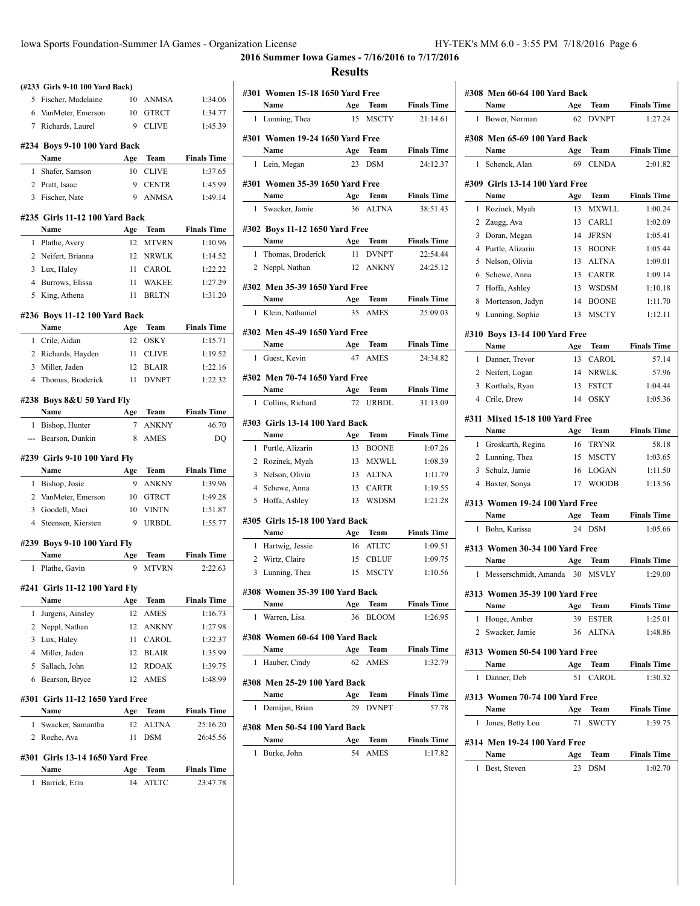## 2016 Summer Iowa Games - 7/16/2016 to 7/17/2016

## Results

### (#233 Girls 9-10 100 Yard Back)

| | Name | Age | Team | Finals Time |
|---|---|---|---|---|
| 5 | Fischer, Madelaine | 10 | ANMSA | 1:34.06 |
| 6 | VanMeter, Emerson | 10 | GTRCT | 1:34.77 |
| 7 | Richards, Laurel | 9 | CLIVE | 1:45.39 |

### #234 Boys 9-10 100 Yard Back

| | Name | Age | Team | Finals Time |
|---|---|---|---|---|
| 1 | Shafer, Samson | 10 | CLIVE | 1:37.65 |
| 2 | Pratt, Isaac | 9 | CENTR | 1:45.99 |
| 3 | Fischer, Nate | 9 | ANMSA | 1:49.14 |

### #235 Girls 11-12 100 Yard Back

| | Name | Age | Team | Finals Time |
|---|---|---|---|---|
| 1 | Plathe, Avery | 12 | MTVRN | 1:10.96 |
| 2 | Neifert, Brianna | 12 | NRWLK | 1:14.52 |
| 3 | Lux, Haley | 11 | CAROL | 1:22.22 |
| 4 | Burrows, Elissa | 11 | WAKEE | 1:27.29 |
| 5 | King, Athena | 11 | BRLTN | 1:31.20 |

### #236 Boys 11-12 100 Yard Back

| | Name | Age | Team | Finals Time |
|---|---|---|---|---|
| 1 | Crile, Aidan | 12 | OSKY | 1:15.71 |
| 2 | Richards, Hayden | 11 | CLIVE | 1:19.52 |
| 3 | Miller, Jaden | 12 | BLAIR | 1:22.16 |
| 4 | Thomas, Broderick | 11 | DVNPT | 1:22.32 |

### #238 Boys 8&U 50 Yard Fly

| | Name | Age | Team | Finals Time |
|---|---|---|---|---|
| 1 | Bishop, Hunter | 7 | ANKNY | 46.70 |
| --- | Bearson, Dunkin | 8 | AMES | DQ |

### #239 Girls 9-10 100 Yard Fly

| | Name | Age | Team | Finals Time |
|---|---|---|---|---|
| 1 | Bishop, Josie | 9 | ANKNY | 1:39.96 |
| 2 | VanMeter, Emerson | 10 | GTRCT | 1:49.28 |
| 3 | Goodell, Maci | 10 | VINTN | 1:51.87 |
| 4 | Steensen, Kiersten | 9 | URBDL | 1:55.77 |

### #239 Boys 9-10 100 Yard Fly

| | Name | Age | Team | Finals Time |
|---|---|---|---|---|
| 1 | Plathe, Gavin | 9 | MTVRN | 2:22.63 |

### #241 Girls 11-12 100 Yard Fly

| | Name | Age | Team | Finals Time |
|---|---|---|---|---|
| 1 | Jurgens, Ainsley | 12 | AMES | 1:16.73 |
| 2 | Neppl, Nathan | 12 | ANKNY | 1:27.98 |
| 3 | Lux, Haley | 11 | CAROL | 1:32.37 |
| 4 | Miller, Jaden | 12 | BLAIR | 1:35.99 |
| 5 | Sallach, John | 12 | RDOAK | 1:39.75 |
| 6 | Bearson, Bryce | 12 | AMES | 1:48.99 |

### #301 Girls 11-12 1650 Yard Free

| | Name | Age | Team | Finals Time |
|---|---|---|---|---|
| 1 | Swacker, Samantha | 12 | ALTNA | 25:16.20 |
| 2 | Roche, Ava | 11 | DSM | 26:45.56 |

### #301 Girls 13-14 1650 Yard Free

| | Name | Age | Team | Finals Time |
|---|---|---|---|---|
| 1 | Barrick, Erin | 14 | ATLTC | 23:47.78 |

### #301 Women 15-18 1650 Yard Free

| | Name | Age | Team | Finals Time |
|---|---|---|---|---|
| 1 | Lunning, Thea | 15 | MSCTY | 21:14.61 |

### #301 Women 19-24 1650 Yard Free

| | Name | Age | Team | Finals Time |
|---|---|---|---|---|
| 1 | Lein, Megan | 23 | DSM | 24:12.37 |

### #301 Women 35-39 1650 Yard Free

| | Name | Age | Team | Finals Time |
|---|---|---|---|---|
| 1 | Swacker, Jamie | 36 | ALTNA | 38:51.43 |

### #302 Boys 11-12 1650 Yard Free

| | Name | Age | Team | Finals Time |
|---|---|---|---|---|
| 1 | Thomas, Broderick | 11 | DVNPT | 22:54.44 |
| 2 | Neppl, Nathan | 12 | ANKNY | 24:25.12 |

### #302 Men 35-39 1650 Yard Free

| | Name | Age | Team | Finals Time |
|---|---|---|---|---|
| 1 | Klein, Nathaniel | 35 | AMES | 25:09.03 |

### #302 Men 45-49 1650 Yard Free

| | Name | Age | Team | Finals Time |
|---|---|---|---|---|
| 1 | Guest, Kevin | 47 | AMES | 24:34.82 |

### #302 Men 70-74 1650 Yard Free

| | Name | Age | Team | Finals Time |
|---|---|---|---|---|
| 1 | Collins, Richard | 72 | URBDL | 31:13.09 |

### #303 Girls 13-14 100 Yard Back

| | Name | Age | Team | Finals Time |
|---|---|---|---|---|
| 1 | Purtle, Alizarin | 13 | BOONE | 1:07.26 |
| 2 | Rozinek, Myah | 13 | MXWLL | 1:08.39 |
| 3 | Nelson, Olivia | 13 | ALTNA | 1:11.79 |
| 4 | Schewe, Anna | 13 | CARTR | 1:19.55 |
| 5 | Hoffa, Ashley | 13 | WSDSM | 1:21.28 |

### #305 Girls 15-18 100 Yard Back

| | Name | Age | Team | Finals Time |
|---|---|---|---|---|
| 1 | Hartwig, Jessie | 16 | ATLTC | 1:09.51 |
| 2 | Wirtz, Claire | 15 | CBLUF | 1:09.75 |
| 3 | Lunning, Thea | 15 | MSCTY | 1:10.56 |

### #308 Women 35-39 100 Yard Back

| | Name | Age | Team | Finals Time |
|---|---|---|---|---|
| 1 | Warren, Lisa | 36 | BLOOM | 1:26.95 |

### #308 Women 60-64 100 Yard Back

| | Name | Age | Team | Finals Time |
|---|---|---|---|---|
| 1 | Hauber, Cindy | 62 | AMES | 1:32.79 |

### #308 Men 25-29 100 Yard Back

| | Name | Age | Team | Finals Time |
|---|---|---|---|---|
| 1 | Demijan, Brian | 29 | DVNPT | 57.78 |

### #308 Men 50-54 100 Yard Back

| | Name | Age | Team | Finals Time |
|---|---|---|---|---|
| 1 | Burke, John | 54 | AMES | 1:17.82 |

### #308 Men 60-64 100 Yard Back

| | Name | Age | Team | Finals Time |
|---|---|---|---|---|
| 1 | Bower, Norman | 62 | DVNPT | 1:27.24 |

### #308 Men 65-69 100 Yard Back

| | Name | Age | Team | Finals Time |
|---|---|---|---|---|
| 1 | Schenck, Alan | 69 | CLNDA | 2:01.82 |

### #309 Girls 13-14 100 Yard Free

| | Name | Age | Team | Finals Time |
|---|---|---|---|---|
| 1 | Rozinek, Myah | 13 | MXWLL | 1:00.24 |
| 2 | Zaugg, Ava | 13 | CARLI | 1:02.09 |
| 3 | Doran, Megan | 14 | JFRSN | 1:05.41 |
| 4 | Purtle, Alizarin | 13 | BOONE | 1:05.44 |
| 5 | Nelson, Olivia | 13 | ALTNA | 1:09.01 |
| 6 | Schewe, Anna | 13 | CARTR | 1:09.14 |
| 7 | Hoffa, Ashley | 13 | WSDSM | 1:10.18 |
| 8 | Mortenson, Jadyn | 14 | BOONE | 1:11.70 |
| 9 | Lunning, Sophie | 13 | MSCTY | 1:12.11 |

### #310 Boys 13-14 100 Yard Free

| | Name | Age | Team | Finals Time |
|---|---|---|---|---|
| 1 | Danner, Trevor | 13 | CAROL | 57.14 |
| 2 | Neifert, Logan | 14 | NRWLK | 57.96 |
| 3 | Korthals, Ryan | 13 | FSTCT | 1:04.44 |
| 4 | Crile, Drew | 14 | OSKY | 1:05.36 |

### #311 Mixed 15-18 100 Yard Free

| | Name | Age | Team | Finals Time |
|---|---|---|---|---|
| 1 | Groskurth, Regina | 16 | TRYNR | 58.18 |
| 2 | Lunning, Thea | 15 | MSCTY | 1:03.65 |
| 3 | Schulz, Jamie | 16 | LOGAN | 1:11.50 |
| 4 | Baxter, Sonya | 17 | WOODB | 1:13.56 |

### #313 Women 19-24 100 Yard Free

| | Name | Age | Team | Finals Time |
|---|---|---|---|---|
| 1 | Bohn, Karissa | 24 | DSM | 1:05.66 |

### #313 Women 30-34 100 Yard Free

| | Name | Age | Team | Finals Time |
|---|---|---|---|---|
| 1 | Messerschmidt, Amanda | 30 | MSVLY | 1:29.00 |

### #313 Women 35-39 100 Yard Free

| | Name | Age | Team | Finals Time |
|---|---|---|---|---|
| 1 | Houge, Amber | 39 | ESTER | 1:25.01 |
| 2 | Swacker, Jamie | 36 | ALTNA | 1:48.86 |

### #313 Women 50-54 100 Yard Free

| | Name | Age | Team | Finals Time |
|---|---|---|---|---|
| 1 | Danner, Deb | 51 | CAROL | 1:30.32 |

### #313 Women 70-74 100 Yard Free

| | Name | Age | Team | Finals Time |
|---|---|---|---|---|
| 1 | Jones, Betty Lou | 71 | SWCTY | 1:39.75 |

### #314 Men 19-24 100 Yard Free

| | Name | Age | Team | Finals Time |
|---|---|---|---|---|
| 1 | Best, Steven | 23 | DSM | 1:02.70 |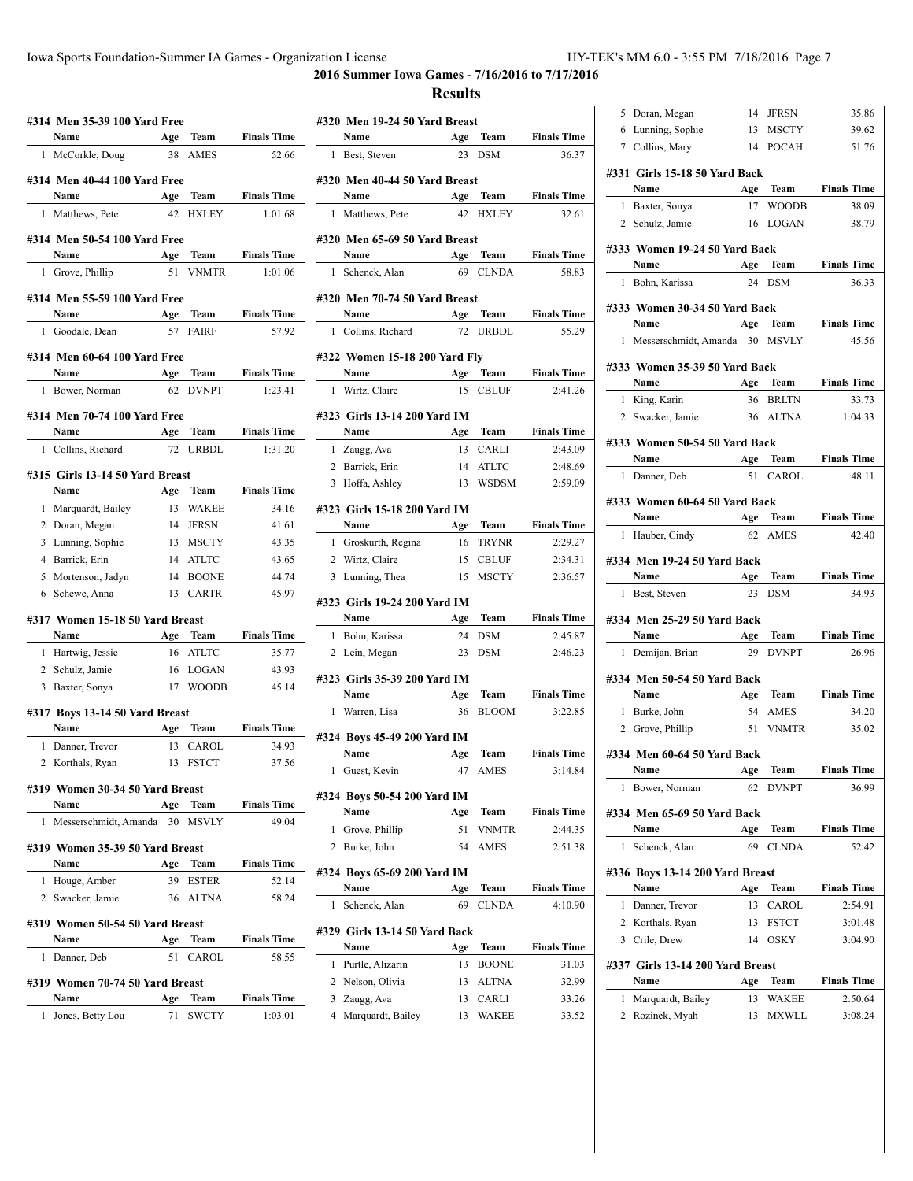## 2016 Summer Iowa Games - 7/16/2016 to 7/17/2016

## Results

#### #314 Men 35-39 100 Yard Free

| | Name | Age | Team | Finals Time |
|---|---|---|---|---|
| 1 | McCorkle, Doug | 38 | AMES | 52.66 |

#### #314 Men 40-44 100 Yard Free

| | Name | Age | Team | Finals Time |
|---|---|---|---|---|
| 1 | Matthews, Pete | 42 | HXLEY | 1:01.68 |

#### #314 Men 50-54 100 Yard Free

| | Name | Age | Team | Finals Time |
|---|---|---|---|---|
| 1 | Grove, Phillip | 51 | VNMTR | 1:01.06 |

#### #314 Men 55-59 100 Yard Free

| | Name | Age | Team | Finals Time |
|---|---|---|---|---|
| 1 | Goodale, Dean | 57 | FAIRF | 57.92 |

#### #314 Men 60-64 100 Yard Free

| | Name | Age | Team | Finals Time |
|---|---|---|---|---|
| 1 | Bower, Norman | 62 | DVNPT | 1:23.41 |

#### #314 Men 70-74 100 Yard Free

| | Name | Age | Team | Finals Time |
|---|---|---|---|---|
| 1 | Collins, Richard | 72 | URBDL | 1:31.20 |

#### #315 Girls 13-14 50 Yard Breast

| | Name | Age | Team | Finals Time |
|---|---|---|---|---|
| 1 | Marquardt, Bailey | 13 | WAKEE | 34.16 |
| 2 | Doran, Megan | 14 | JFRSN | 41.61 |
| 3 | Lunning, Sophie | 13 | MSCTY | 43.35 |
| 4 | Barrick, Erin | 14 | ATLTC | 43.65 |
| 5 | Mortenson, Jadyn | 14 | BOONE | 44.74 |
| 6 | Schewe, Anna | 13 | CARTR | 45.97 |

#### #317 Women 15-18 50 Yard Breast

| | Name | Age | Team | Finals Time |
|---|---|---|---|---|
| 1 | Hartwig, Jessie | 16 | ATLTC | 35.77 |
| 2 | Schulz, Jamie | 16 | LOGAN | 43.93 |
| 3 | Baxter, Sonya | 17 | WOODB | 45.14 |

#### #317 Boys 13-14 50 Yard Breast

| | Name | Age | Team | Finals Time |
|---|---|---|---|---|
| 1 | Danner, Trevor | 13 | CAROL | 34.93 |
| 2 | Korthals, Ryan | 13 | FSTCT | 37.56 |

#### #319 Women 30-34 50 Yard Breast

| | Name | Age | Team | Finals Time |
|---|---|---|---|---|
| 1 | Messerschmidt, Amanda | 30 | MSVLY | 49.04 |

#### #319 Women 35-39 50 Yard Breast

| | Name | Age | Team | Finals Time |
|---|---|---|---|---|
| 1 | Houge, Amber | 39 | ESTER | 52.14 |
| 2 | Swacker, Jamie | 36 | ALTNA | 58.24 |

#### #319 Women 50-54 50 Yard Breast

| | Name | Age | Team | Finals Time |
|---|---|---|---|---|
| 1 | Danner, Deb | 51 | CAROL | 58.55 |

#### #319 Women 70-74 50 Yard Breast

| | Name | Age | Team | Finals Time |
|---|---|---|---|---|
| 1 | Jones, Betty Lou | 71 | SWCTY | 1:03.01 |

#### #320 Men 19-24 50 Yard Breast

| | Name | Age | Team | Finals Time |
|---|---|---|---|---|
| 1 | Best, Steven | 23 | DSM | 36.37 |

#### #320 Men 40-44 50 Yard Breast

| | Name | Age | Team | Finals Time |
|---|---|---|---|---|
| 1 | Matthews, Pete | 42 | HXLEY | 32.61 |

#### #320 Men 65-69 50 Yard Breast

| | Name | Age | Team | Finals Time |
|---|---|---|---|---|
| 1 | Schenck, Alan | 69 | CLNDA | 58.83 |

#### #320 Men 70-74 50 Yard Breast

| | Name | Age | Team | Finals Time |
|---|---|---|---|---|
| 1 | Collins, Richard | 72 | URBDL | 55.29 |

#### #322 Women 15-18 200 Yard Fly

| | Name | Age | Team | Finals Time |
|---|---|---|---|---|
| 1 | Wirtz, Claire | 15 | CBLUF | 2:41.26 |

#### #323 Girls 13-14 200 Yard IM

| | Name | Age | Team | Finals Time |
|---|---|---|---|---|
| 1 | Zaugg, Ava | 13 | CARLI | 2:43.09 |
| 2 | Barrick, Erin | 14 | ATLTC | 2:48.69 |
| 3 | Hoffa, Ashley | 13 | WSDSM | 2:59.09 |

#### #323 Girls 15-18 200 Yard IM

| | Name | Age | Team | Finals Time |
|---|---|---|---|---|
| 1 | Groskurth, Regina | 16 | TRYNR | 2:29.27 |
| 2 | Wirtz, Claire | 15 | CBLUF | 2:34.31 |
| 3 | Lunning, Thea | 15 | MSCTY | 2:36.57 |

#### #323 Girls 19-24 200 Yard IM

| | Name | Age | Team | Finals Time |
|---|---|---|---|---|
| 1 | Bohn, Karissa | 24 | DSM | 2:45.87 |
| 2 | Lein, Megan | 23 | DSM | 2:46.23 |

#### #323 Girls 35-39 200 Yard IM

| | Name | Age | Team | Finals Time |
|---|---|---|---|---|
| 1 | Warren, Lisa | 36 | BLOOM | 3:22.85 |

#### #324 Boys 45-49 200 Yard IM

| | Name | Age | Team | Finals Time |
|---|---|---|---|---|
| 1 | Guest, Kevin | 47 | AMES | 3:14.84 |

#### #324 Boys 50-54 200 Yard IM

| | Name | Age | Team | Finals Time |
|---|---|---|---|---|
| 1 | Grove, Phillip | 51 | VNMTR | 2:44.35 |
| 2 | Burke, John | 54 | AMES | 2:51.38 |

#### #324 Boys 65-69 200 Yard IM

| | Name | Age | Team | Finals Time |
|---|---|---|---|---|
| 1 | Schenck, Alan | 69 | CLNDA | 4:10.90 |

#### #329 Girls 13-14 50 Yard Back

| | Name | Age | Team | Finals Time |
|---|---|---|---|---|
| 1 | Purtle, Alizarin | 13 | BOONE | 31.03 |
| 2 | Nelson, Olivia | 13 | ALTNA | 32.99 |
| 3 | Zaugg, Ava | 13 | CARLI | 33.26 |
| 4 | Marquardt, Bailey | 13 | WAKEE | 33.52 |
| 5 | Doran, Megan | 14 | JFRSN | 35.86 |
| 6 | Lunning, Sophie | 13 | MSCTY | 39.62 |
| 7 | Collins, Mary | 14 | POCAH | 51.76 |

#### #331 Girls 15-18 50 Yard Back

| | Name | Age | Team | Finals Time |
|---|---|---|---|---|
| 1 | Baxter, Sonya | 17 | WOODB | 38.09 |
| 2 | Schulz, Jamie | 16 | LOGAN | 38.79 |

#### #333 Women 19-24 50 Yard Back

| | Name | Age | Team | Finals Time |
|---|---|---|---|---|
| 1 | Bohn, Karissa | 24 | DSM | 36.33 |

#### #333 Women 30-34 50 Yard Back

| | Name | Age | Team | Finals Time |
|---|---|---|---|---|
| 1 | Messerschmidt, Amanda | 30 | MSVLY | 45.56 |

#### #333 Women 35-39 50 Yard Back

| | Name | Age | Team | Finals Time |
|---|---|---|---|---|
| 1 | King, Karin | 36 | BRLTN | 33.73 |
| 2 | Swacker, Jamie | 36 | ALTNA | 1:04.33 |

#### #333 Women 50-54 50 Yard Back

| | Name | Age | Team | Finals Time |
|---|---|---|---|---|
| 1 | Danner, Deb | 51 | CAROL | 48.11 |

#### #333 Women 60-64 50 Yard Back

| | Name | Age | Team | Finals Time |
|---|---|---|---|---|
| 1 | Hauber, Cindy | 62 | AMES | 42.40 |

#### #334 Men 19-24 50 Yard Back

| | Name | Age | Team | Finals Time |
|---|---|---|---|---|
| 1 | Best, Steven | 23 | DSM | 34.93 |

#### #334 Men 25-29 50 Yard Back

| | Name | Age | Team | Finals Time |
|---|---|---|---|---|
| 1 | Demijan, Brian | 29 | DVNPT | 26.96 |

#### #334 Men 50-54 50 Yard Back

| | Name | Age | Team | Finals Time |
|---|---|---|---|---|
| 1 | Burke, John | 54 | AMES | 34.20 |
| 2 | Grove, Phillip | 51 | VNMTR | 35.02 |

#### #334 Men 60-64 50 Yard Back

| | Name | Age | Team | Finals Time |
|---|---|---|---|---|
| 1 | Bower, Norman | 62 | DVNPT | 36.99 |

#### #334 Men 65-69 50 Yard Back

| | Name | Age | Team | Finals Time |
|---|---|---|---|---|
| 1 | Schenck, Alan | 69 | CLNDA | 52.42 |

#### #336 Boys 13-14 200 Yard Breast

| | Name | Age | Team | Finals Time |
|---|---|---|---|---|
| 1 | Danner, Trevor | 13 | CAROL | 2:54.91 |
| 2 | Korthals, Ryan | 13 | FSTCT | 3:01.48 |
| 3 | Crile, Drew | 14 | OSKY | 3:04.90 |

#### #337 Girls 13-14 200 Yard Breast

| | Name | Age | Team | Finals Time |
|---|---|---|---|---|
| 1 | Marquardt, Bailey | 13 | WAKEE | 2:50.64 |
| 2 | Rozinek, Myah | 13 | MXWLL | 3:08.24 |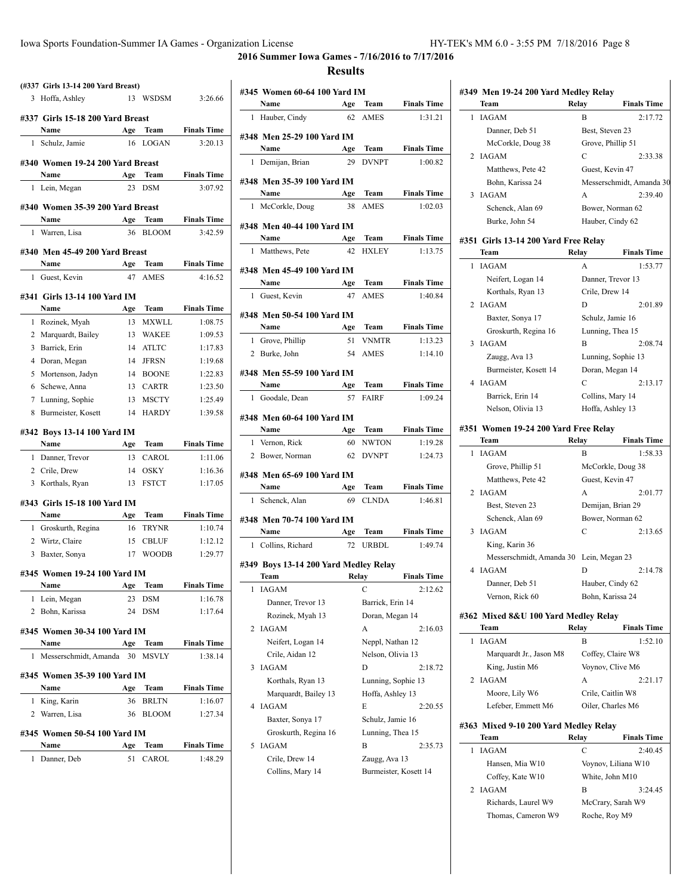## 2016 Summer Iowa Games - 7/16/2016 to 7/17/2016

## Results

### (#337 Girls 13-14 200 Yard Breast)

| | Name | Age | Team | Finals Time |
|---|---|---|---|---|
| 3 | Hoffa, Ashley | 13 | WSDSM | 3:26.66 |

### #337 Girls 15-18 200 Yard Breast

| | Name | Age | Team | Finals Time |
|---|---|---|---|---|
| 1 | Schulz, Jamie | 16 | LOGAN | 3:20.13 |

### #340 Women 19-24 200 Yard Breast

| | Name | Age | Team | Finals Time |
|---|---|---|---|---|
| 1 | Lein, Megan | 23 | DSM | 3:07.92 |

### #340 Women 35-39 200 Yard Breast

| | Name | Age | Team | Finals Time |
|---|---|---|---|---|
| 1 | Warren, Lisa | 36 | BLOOM | 3:42.59 |

### #340 Men 45-49 200 Yard Breast

| | Name | Age | Team | Finals Time |
|---|---|---|---|---|
| 1 | Guest, Kevin | 47 | AMES | 4:16.52 |

### #341 Girls 13-14 100 Yard IM

| | Name | Age | Team | Finals Time |
|---|---|---|---|---|
| 1 | Rozinek, Myah | 13 | MXWLL | 1:08.75 |
| 2 | Marquardt, Bailey | 13 | WAKEE | 1:09.53 |
| 3 | Barrick, Erin | 14 | ATLTC | 1:17.83 |
| 4 | Doran, Megan | 14 | JFRSN | 1:19.68 |
| 5 | Mortenson, Jadyn | 14 | BOONE | 1:22.83 |
| 6 | Schewe, Anna | 13 | CARTR | 1:23.50 |
| 7 | Lunning, Sophie | 13 | MSCTY | 1:25.49 |
| 8 | Burmeister, Kosett | 14 | HARDY | 1:39.58 |

### #342 Boys 13-14 100 Yard IM

| | Name | Age | Team | Finals Time |
|---|---|---|---|---|
| 1 | Danner, Trevor | 13 | CAROL | 1:11.06 |
| 2 | Crile, Drew | 14 | OSKY | 1:16.36 |
| 3 | Korthals, Ryan | 13 | FSTCT | 1:17.05 |

### #343 Girls 15-18 100 Yard IM

| | Name | Age | Team | Finals Time |
|---|---|---|---|---|
| 1 | Groskurth, Regina | 16 | TRYNR | 1:10.74 |
| 2 | Wirtz, Claire | 15 | CBLUF | 1:12.12 |
| 3 | Baxter, Sonya | 17 | WOODB | 1:29.77 |

### #345 Women 19-24 100 Yard IM

| | Name | Age | Team | Finals Time |
|---|---|---|---|---|
| 1 | Lein, Megan | 23 | DSM | 1:16.78 |
| 2 | Bohn, Karissa | 24 | DSM | 1:17.64 |

### #345 Women 30-34 100 Yard IM

| | Name | Age | Team | Finals Time |
|---|---|---|---|---|
| 1 | Messerschmidt, Amanda | 30 | MSVLY | 1:38.14 |

### #345 Women 35-39 100 Yard IM

| | Name | Age | Team | Finals Time |
|---|---|---|---|---|
| 1 | King, Karin | 36 | BRLTN | 1:16.07 |
| 2 | Warren, Lisa | 36 | BLOOM | 1:27.34 |

### #345 Women 50-54 100 Yard IM

| | Name | Age | Team | Finals Time |
|---|---|---|---|---|
| 1 | Danner, Deb | 51 | CAROL | 1:48.29 |

### #345 Women 60-64 100 Yard IM

| | Name | Age | Team | Finals Time |
|---|---|---|---|---|
| 1 | Hauber, Cindy | 62 | AMES | 1:31.21 |

### #348 Men 25-29 100 Yard IM

| | Name | Age | Team | Finals Time |
|---|---|---|---|---|
| 1 | Demijan, Brian | 29 | DVNPT | 1:00.82 |

### #348 Men 35-39 100 Yard IM

| | Name | Age | Team | Finals Time |
|---|---|---|---|---|
| 1 | McCorkle, Doug | 38 | AMES | 1:02.03 |

### #348 Men 40-44 100 Yard IM

| | Name | Age | Team | Finals Time |
|---|---|---|---|---|
| 1 | Matthews, Pete | 42 | HXLEY | 1:13.75 |

### #348 Men 45-49 100 Yard IM

| | Name | Age | Team | Finals Time |
|---|---|---|---|---|
| 1 | Guest, Kevin | 47 | AMES | 1:40.84 |

### #348 Men 50-54 100 Yard IM

| | Name | Age | Team | Finals Time |
|---|---|---|---|---|
| 1 | Grove, Phillip | 51 | VNMTR | 1:13.23 |
| 2 | Burke, John | 54 | AMES | 1:14.10 |

### #348 Men 55-59 100 Yard IM

| | Name | Age | Team | Finals Time |
|---|---|---|---|---|
| 1 | Goodale, Dean | 57 | FAIRF | 1:09.24 |

### #348 Men 60-64 100 Yard IM

| | Name | Age | Team | Finals Time |
|---|---|---|---|---|
| 1 | Vernon, Rick | 60 | NWTON | 1:19.28 |
| 2 | Bower, Norman | 62 | DVNPT | 1:24.73 |

### #348 Men 65-69 100 Yard IM

| | Name | Age | Team | Finals Time |
|---|---|---|---|---|
| 1 | Schenck, Alan | 69 | CLNDA | 1:46.81 |

### #348 Men 70-74 100 Yard IM

| | Name | Age | Team | Finals Time |
|---|---|---|---|---|
| 1 | Collins, Richard | 72 | URBDL | 1:49.74 |

### #349 Boys 13-14 200 Yard Medley Relay

| | Team | Relay | Finals Time |
|---|---|---|---|
| 1 | IAGAM | C | 2:12.62 |
| | Danner, Trevor 13 | Barrick, Erin 14 | |
| | Rozinek, Myah 13 | Doran, Megan 14 | |
| 2 | IAGAM | A | 2:16.03 |
| | Neifert, Logan 14 | Neppl, Nathan 12 | |
| | Crile, Aidan 12 | Nelson, Olivia 13 | |
| 3 | IAGAM | D | 2:18.72 |
| | Korthals, Ryan 13 | Lunning, Sophie 13 | |
| | Marquardt, Bailey 13 | Hoffa, Ashley 13 | |
| 4 | IAGAM | E | 2:20.55 |
| | Baxter, Sonya 17 | Schulz, Jamie 16 | |
| | Groskurth, Regina 16 | Lunning, Thea 15 | |
| 5 | IAGAM | B | 2:35.73 |
| | Crile, Drew 14 | Zaugg, Ava 13 | |
| | Collins, Mary 14 | Burmeister, Kosett 14 | |

### #349 Men 19-24 200 Yard Medley Relay

| | Team | Relay | Finals Time |
|---|---|---|---|
| 1 | IAGAM | B | 2:17.72 |
| | Danner, Deb 51 | Best, Steven 23 | |
| | McCorkle, Doug 38 | Grove, Phillip 51 | |
| 2 | IAGAM | C | 2:33.38 |
| | Matthews, Pete 42 | Guest, Kevin 47 | |
| | Bohn, Karissa 24 | Messerschmidt, Amanda 30 | |
| 3 | IAGAM | A | 2:39.40 |
| | Schenck, Alan 69 | Bower, Norman 62 | |
| | Burke, John 54 | Hauber, Cindy 62 | |

### #351 Girls 13-14 200 Yard Free Relay

| | Team | Relay | Finals Time |
|---|---|---|---|
| 1 | IAGAM | A | 1:53.77 |
| | Neifert, Logan 14 | Danner, Trevor 13 | |
| | Korthals, Ryan 13 | Crile, Drew 14 | |
| 2 | IAGAM | D | 2:01.89 |
| | Baxter, Sonya 17 | Schulz, Jamie 16 | |
| | Groskurth, Regina 16 | Lunning, Thea 15 | |
| 3 | IAGAM | B | 2:08.74 |
| | Zaugg, Ava 13 | Lunning, Sophie 13 | |
| | Burmeister, Kosett 14 | Doran, Megan 14 | |
| 4 | IAGAM | C | 2:13.17 |
| | Barrick, Erin 14 | Collins, Mary 14 | |
| | Nelson, Olivia 13 | Hoffa, Ashley 13 | |

### #351 Women 19-24 200 Yard Free Relay

| | Team | Relay | Finals Time |
|---|---|---|---|
| 1 | IAGAM | B | 1:58.33 |
| | Grove, Phillip 51 | McCorkle, Doug 38 | |
| | Matthews, Pete 42 | Guest, Kevin 47 | |
| 2 | IAGAM | A | 2:01.77 |
| | Best, Steven 23 | Demijan, Brian 29 | |
| | Schenck, Alan 69 | Bower, Norman 62 | |
| 3 | IAGAM | C | 2:13.65 |
| | King, Karin 36 | | |
| | Messerschmidt, Amanda 30 | Lein, Megan 23 | |
| 4 | IAGAM | D | 2:14.78 |
| | Danner, Deb 51 | Hauber, Cindy 62 | |
| | Vernon, Rick 60 | Bohn, Karissa 24 | |

### #362 Mixed 8&U 100 Yard Medley Relay

| | Team | Relay | Finals Time |
|---|---|---|---|
| 1 | IAGAM | B | 1:52.10 |
| | Marquardt Jr., Jason M8 | Coffey, Claire W8 | |
| | King, Justin M6 | Voynov, Clive M6 | |
| 2 | IAGAM | A | 2:21.17 |
| | Moore, Lily W6 | Crile, Caitlin W8 | |
| | Lefeber, Emmett M6 | Oiler, Charles M6 | |

### #363 Mixed 9-10 200 Yard Medley Relay

| | Team | Relay | Finals Time |
|---|---|---|---|
| 1 | IAGAM | C | 2:40.45 |
| | Hansen, Mia W10 | Voynov, Liliana W10 | |
| | Coffey, Kate W10 | White, John M10 | |
| 2 | IAGAM | B | 3:24.45 |
| | Richards, Laurel W9 | McCrary, Sarah W9 | |
| | Thomas, Cameron W9 | Roche, Roy M9 | |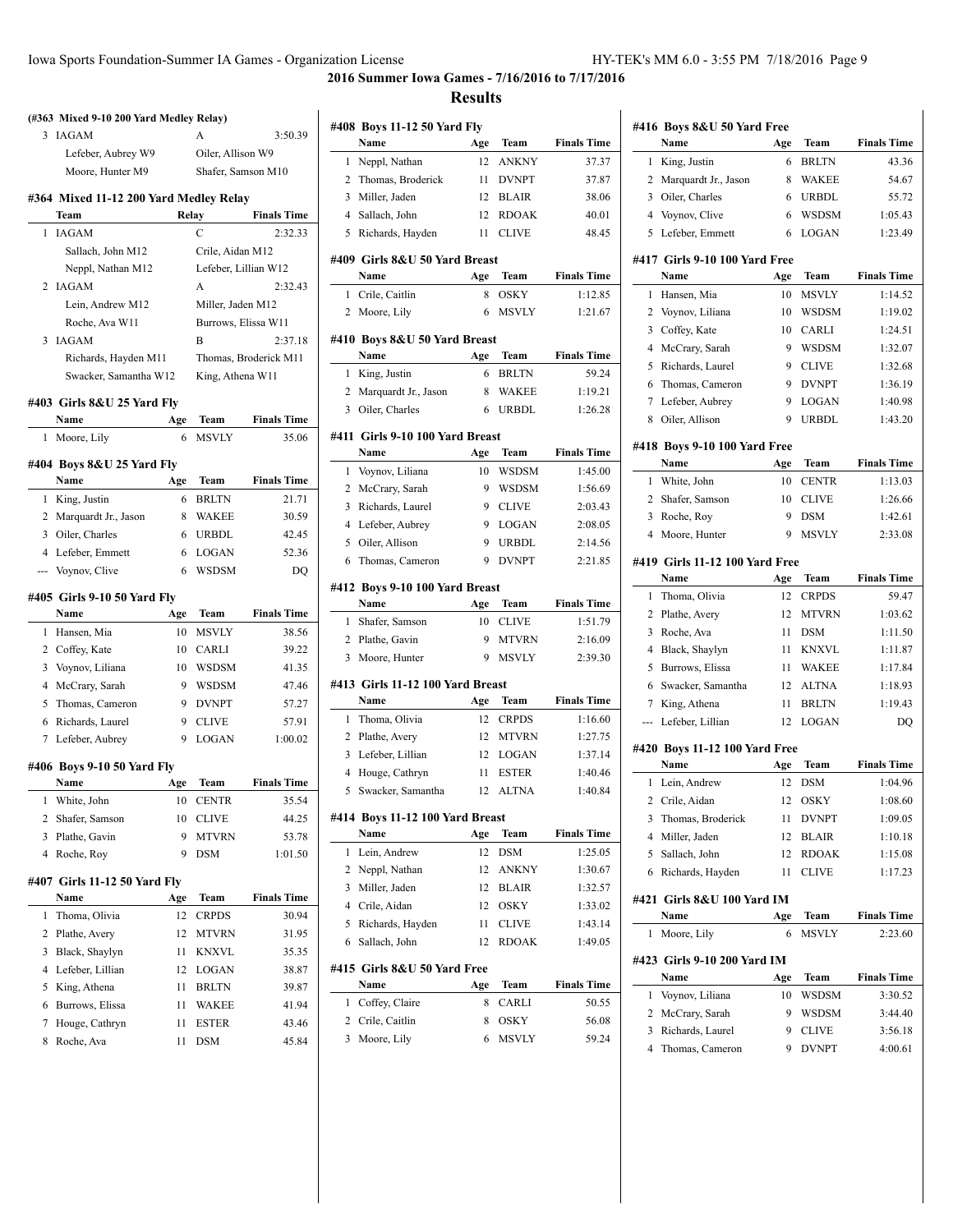**2016 Summer Iowa Games - 7/16/2016 to 7/17/2016**

## Results

### (#363 Mixed 9-10 200 Yard Medley Relay)

| | Team | Relay | Finals Time |
|---|---|---|---|
| 3 | IAGAM | A | 3:50.39 |
| | Lefeber, Aubrey W9 | Oiler, Allison W9 | |
| | Moore, Hunter M9 | Shafer, Samson M10 | |

### #364 Mixed 11-12 200 Yard Medley Relay

| | Team | Relay | Finals Time |
|---|---|---|---|
| 1 | IAGAM | C | 2:32.33 |
| | Sallach, John M12 | Crile, Aidan M12 | |
| | Neppl, Nathan M12 | Lefeber, Lillian W12 | |
| 2 | IAGAM | A | 2:32.43 |
| | Lein, Andrew M12 | Miller, Jaden M12 | |
| | Roche, Ava W11 | Burrows, Elissa W11 | |
| 3 | IAGAM | B | 2:37.18 |
| | Richards, Hayden M11 | Thomas, Broderick M11 | |
| | Swacker, Samantha W12 | King, Athena W11 | |

### #403 Girls 8&U 25 Yard Fly

| | Name | Age | Team | Finals Time |
|---|---|---|---|---|
| 1 | Moore, Lily | 6 | MSVLY | 35.06 |

### #404 Boys 8&U 25 Yard Fly

| | Name | Age | Team | Finals Time |
|---|---|---|---|---|
| 1 | King, Justin | 6 | BRLTN | 21.71 |
| 2 | Marquardt Jr., Jason | 8 | WAKEE | 30.59 |
| 3 | Oiler, Charles | 6 | URBDL | 42.45 |
| 4 | Lefeber, Emmett | 6 | LOGAN | 52.36 |
| --- | Voynov, Clive | 6 | WSDSM | DQ |

### #405 Girls 9-10 50 Yard Fly

| | Name | Age | Team | Finals Time |
|---|---|---|---|---|
| 1 | Hansen, Mia | 10 | MSVLY | 38.56 |
| 2 | Coffey, Kate | 10 | CARLI | 39.22 |
| 3 | Voynov, Liliana | 10 | WSDSM | 41.35 |
| 4 | McCrary, Sarah | 9 | WSDSM | 47.46 |
| 5 | Thomas, Cameron | 9 | DVNPT | 57.27 |
| 6 | Richards, Laurel | 9 | CLIVE | 57.91 |
| 7 | Lefeber, Aubrey | 9 | LOGAN | 1:00.02 |

### #406 Boys 9-10 50 Yard Fly

| | Name | Age | Team | Finals Time |
|---|---|---|---|---|
| 1 | White, John | 10 | CENTR | 35.54 |
| 2 | Shafer, Samson | 10 | CLIVE | 44.25 |
| 3 | Plathe, Gavin | 9 | MTVRN | 53.78 |
| 4 | Roche, Roy | 9 | DSM | 1:01.50 |

### #407 Girls 11-12 50 Yard Fly

| | Name | Age | Team | Finals Time |
|---|---|---|---|---|
| 1 | Thoma, Olivia | 12 | CRPDS | 30.94 |
| 2 | Plathe, Avery | 12 | MTVRN | 31.95 |
| 3 | Black, Shaylyn | 11 | KNXVL | 35.35 |
| 4 | Lefeber, Lillian | 12 | LOGAN | 38.87 |
| 5 | King, Athena | 11 | BRLTN | 39.87 |
| 6 | Burrows, Elissa | 11 | WAKEE | 41.94 |
| 7 | Houge, Cathryn | 11 | ESTER | 43.46 |
| 8 | Roche, Ava | 11 | DSM | 45.84 |

### #408 Boys 11-12 50 Yard Fly

| | Name | Age | Team | Finals Time |
|---|---|---|---|---|
| 1 | Neppl, Nathan | 12 | ANKNY | 37.37 |
| 2 | Thomas, Broderick | 11 | DVNPT | 37.87 |
| 3 | Miller, Jaden | 12 | BLAIR | 38.06 |
| 4 | Sallach, John | 12 | RDOAK | 40.01 |
| 5 | Richards, Hayden | 11 | CLIVE | 48.45 |

### #409 Girls 8&U 50 Yard Breast

| | Name | Age | Team | Finals Time |
|---|---|---|---|---|
| 1 | Crile, Caitlin | 8 | OSKY | 1:12.85 |
| 2 | Moore, Lily | 6 | MSVLY | 1:21.67 |

### #410 Boys 8&U 50 Yard Breast

| | Name | Age | Team | Finals Time |
|---|---|---|---|---|
| 1 | King, Justin | 6 | BRLTN | 59.24 |
| 2 | Marquardt Jr., Jason | 8 | WAKEE | 1:19.21 |
| 3 | Oiler, Charles | 6 | URBDL | 1:26.28 |

### #411 Girls 9-10 100 Yard Breast

| | Name | Age | Team | Finals Time |
|---|---|---|---|---|
| 1 | Voynov, Liliana | 10 | WSDSM | 1:45.00 |
| 2 | McCrary, Sarah | 9 | WSDSM | 1:56.69 |
| 3 | Richards, Laurel | 9 | CLIVE | 2:03.43 |
| 4 | Lefeber, Aubrey | 9 | LOGAN | 2:08.05 |
| 5 | Oiler, Allison | 9 | URBDL | 2:14.56 |
| 6 | Thomas, Cameron | 9 | DVNPT | 2:21.85 |

### #412 Boys 9-10 100 Yard Breast

| | Name | Age | Team | Finals Time |
|---|---|---|---|---|
| 1 | Shafer, Samson | 10 | CLIVE | 1:51.79 |
| 2 | Plathe, Gavin | 9 | MTVRN | 2:16.09 |
| 3 | Moore, Hunter | 9 | MSVLY | 2:39.30 |

### #413 Girls 11-12 100 Yard Breast

| | Name | Age | Team | Finals Time |
|---|---|---|---|---|
| 1 | Thoma, Olivia | 12 | CRPDS | 1:16.60 |
| 2 | Plathe, Avery | 12 | MTVRN | 1:27.75 |
| 3 | Lefeber, Lillian | 12 | LOGAN | 1:37.14 |
| 4 | Houge, Cathryn | 11 | ESTER | 1:40.46 |
| 5 | Swacker, Samantha | 12 | ALTNA | 1:40.84 |

### #414 Boys 11-12 100 Yard Breast

| | Name | Age | Team | Finals Time |
|---|---|---|---|---|
| 1 | Lein, Andrew | 12 | DSM | 1:25.05 |
| 2 | Neppl, Nathan | 12 | ANKNY | 1:30.67 |
| 3 | Miller, Jaden | 12 | BLAIR | 1:32.57 |
| 4 | Crile, Aidan | 12 | OSKY | 1:33.02 |
| 5 | Richards, Hayden | 11 | CLIVE | 1:43.14 |
| 6 | Sallach, John | 12 | RDOAK | 1:49.05 |

### #415 Girls 8&U 50 Yard Free

| | Name | Age | Team | Finals Time |
|---|---|---|---|---|
| 1 | Coffey, Claire | 8 | CARLI | 50.55 |
| 2 | Crile, Caitlin | 8 | OSKY | 56.08 |
| 3 | Moore, Lily | 6 | MSVLY | 59.24 |

### #416 Boys 8&U 50 Yard Free

| | Name | Age | Team | Finals Time |
|---|---|---|---|---|
| 1 | King, Justin | 6 | BRLTN | 43.36 |
| 2 | Marquardt Jr., Jason | 8 | WAKEE | 54.67 |
| 3 | Oiler, Charles | 6 | URBDL | 55.72 |
| 4 | Voynov, Clive | 6 | WSDSM | 1:05.43 |
| 5 | Lefeber, Emmett | 6 | LOGAN | 1:23.49 |

### #417 Girls 9-10 100 Yard Free

| | Name | Age | Team | Finals Time |
|---|---|---|---|---|
| 1 | Hansen, Mia | 10 | MSVLY | 1:14.52 |
| 2 | Voynov, Liliana | 10 | WSDSM | 1:19.02 |
| 3 | Coffey, Kate | 10 | CARLI | 1:24.51 |
| 4 | McCrary, Sarah | 9 | WSDSM | 1:32.07 |
| 5 | Richards, Laurel | 9 | CLIVE | 1:32.68 |
| 6 | Thomas, Cameron | 9 | DVNPT | 1:36.19 |
| 7 | Lefeber, Aubrey | 9 | LOGAN | 1:40.98 |
| 8 | Oiler, Allison | 9 | URBDL | 1:43.20 |

### #418 Boys 9-10 100 Yard Free

| | Name | Age | Team | Finals Time |
|---|---|---|---|---|
| 1 | White, John | 10 | CENTR | 1:13.03 |
| 2 | Shafer, Samson | 10 | CLIVE | 1:26.66 |
| 3 | Roche, Roy | 9 | DSM | 1:42.61 |
| 4 | Moore, Hunter | 9 | MSVLY | 2:33.08 |

### #419 Girls 11-12 100 Yard Free

| | Name | Age | Team | Finals Time |
|---|---|---|---|---|
| 1 | Thoma, Olivia | 12 | CRPDS | 59.47 |
| 2 | Plathe, Avery | 12 | MTVRN | 1:03.62 |
| 3 | Roche, Ava | 11 | DSM | 1:11.50 |
| 4 | Black, Shaylyn | 11 | KNXVL | 1:11.87 |
| 5 | Burrows, Elissa | 11 | WAKEE | 1:17.84 |
| 6 | Swacker, Samantha | 12 | ALTNA | 1:18.93 |
| 7 | King, Athena | 11 | BRLTN | 1:19.43 |
| --- | Lefeber, Lillian | 12 | LOGAN | DQ |

### #420 Boys 11-12 100 Yard Free

| | Name | Age | Team | Finals Time |
|---|---|---|---|---|
| 1 | Lein, Andrew | 12 | DSM | 1:04.96 |
| 2 | Crile, Aidan | 12 | OSKY | 1:08.60 |
| 3 | Thomas, Broderick | 11 | DVNPT | 1:09.05 |
| 4 | Miller, Jaden | 12 | BLAIR | 1:10.18 |
| 5 | Sallach, John | 12 | RDOAK | 1:15.08 |
| 6 | Richards, Hayden | 11 | CLIVE | 1:17.23 |

### #421 Girls 8&U 100 Yard IM

| | Name | Age | Team | Finals Time |
|---|---|---|---|---|
| 1 | Moore, Lily | 6 | MSVLY | 2:23.60 |

### #423 Girls 9-10 200 Yard IM

| | Name | Age | Team | Finals Time |
|---|---|---|---|---|
| 1 | Voynov, Liliana | 10 | WSDSM | 3:30.52 |
| 2 | McCrary, Sarah | 9 | WSDSM | 3:44.40 |
| 3 | Richards, Laurel | 9 | CLIVE | 3:56.18 |
| 4 | Thomas, Cameron | 9 | DVNPT | 4:00.61 |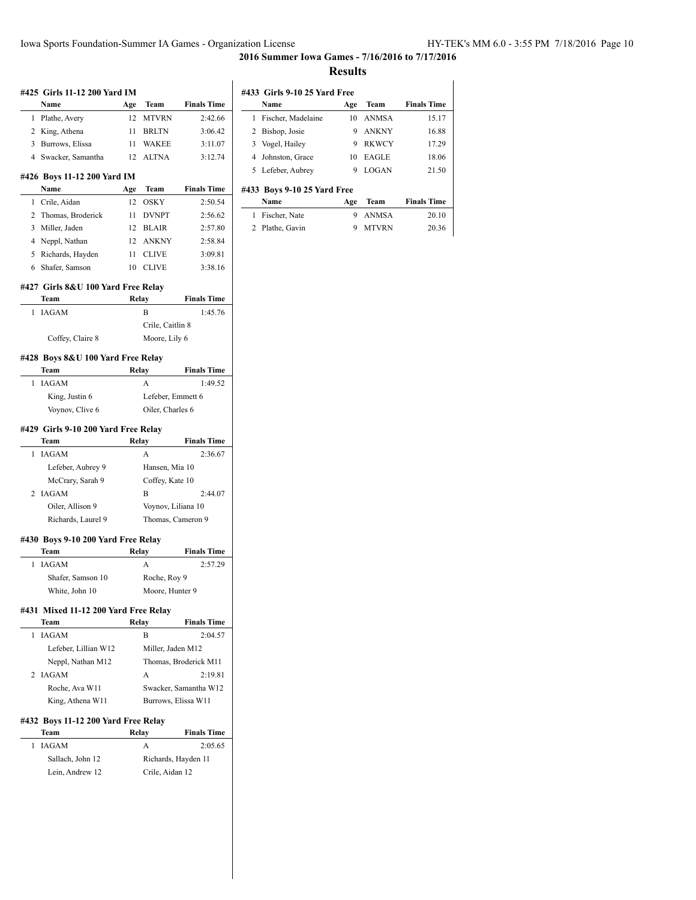**2016 Summer Iowa Games - 7/16/2016 to 7/17/2016**

## Results

#### #425 Girls 11-12 200 Yard IM

| | Name | Age | Team | Finals Time |
|---|---|---|---|---|
| 1 | Plathe, Avery | 12 | MTVRN | 2:42.66 |
| 2 | King, Athena | 11 | BRLTN | 3:06.42 |
| 3 | Burrows, Elissa | 11 | WAKEE | 3:11.07 |
| 4 | Swacker, Samantha | 12 | ALTNA | 3:12.74 |

#### #426 Boys 11-12 200 Yard IM

| | Name | Age | Team | Finals Time |
|---|---|---|---|---|
| 1 | Crile, Aidan | 12 | OSKY | 2:50.54 |
| 2 | Thomas, Broderick | 11 | DVNPT | 2:56.62 |
| 3 | Miller, Jaden | 12 | BLAIR | 2:57.80 |
| 4 | Neppl, Nathan | 12 | ANKNY | 2:58.84 |
| 5 | Richards, Hayden | 11 | CLIVE | 3:09.81 |
| 6 | Shafer, Samson | 10 | CLIVE | 3:38.16 |

#### #427 Girls 8&U 100 Yard Free Relay

| | Team | Relay | Finals Time |
|---|---|---|---|
| 1 | IAGAM | B | 1:45.76 |
| | | Crile, Caitlin 8 | |
| | Coffey, Claire 8 | Moore, Lily 6 | |

#### #428 Boys 8&U 100 Yard Free Relay

| | Team | Relay | Finals Time |
|---|---|---|---|
| 1 | IAGAM | A | 1:49.52 |
| | King, Justin 6 | Lefeber, Emmett 6 | |
| | Voynov, Clive 6 | Oiler, Charles 6 | |

#### #429 Girls 9-10 200 Yard Free Relay

| | Team | Relay | Finals Time |
|---|---|---|---|
| 1 | IAGAM | A | 2:36.67 |
| | Lefeber, Aubrey 9 | Hansen, Mia 10 | |
| | McCrary, Sarah 9 | Coffey, Kate 10 | |
| 2 | IAGAM | B | 2:44.07 |
| | Oiler, Allison 9 | Voynov, Liliana 10 | |
| | Richards, Laurel 9 | Thomas, Cameron 9 | |

#### #430 Boys 9-10 200 Yard Free Relay

| | Team | Relay | Finals Time |
|---|---|---|---|
| 1 | IAGAM | A | 2:57.29 |
| | Shafer, Samson 10 | Roche, Roy 9 | |
| | White, John 10 | Moore, Hunter 9 | |

#### #431 Mixed 11-12 200 Yard Free Relay

| | Team | Relay | Finals Time |
|---|---|---|---|
| 1 | IAGAM | B | 2:04.57 |
| | Lefeber, Lillian W12 | Miller, Jaden M12 | |
| | Neppl, Nathan M12 | Thomas, Broderick M11 | |
| 2 | IAGAM | A | 2:19.81 |
| | Roche, Ava W11 | Swacker, Samantha W12 | |
| | King, Athena W11 | Burrows, Elissa W11 | |

#### #432 Boys 11-12 200 Yard Free Relay

| | Team | Relay | Finals Time |
|---|---|---|---|
| 1 | IAGAM | A | 2:05.65 |
| | Sallach, John 12 | Richards, Hayden 11 | |
| | Lein, Andrew 12 | Crile, Aidan 12 | |

#### #433 Girls 9-10 25 Yard Free

| | Name | Age | Team | Finals Time |
|---|---|---|---|---|
| 1 | Fischer, Madelaine | 10 | ANMSA | 15.17 |
| 2 | Bishop, Josie | 9 | ANKNY | 16.88 |
| 3 | Vogel, Hailey | 9 | RKWCY | 17.29 |
| 4 | Johnston, Grace | 10 | EAGLE | 18.06 |
| 5 | Lefeber, Aubrey | 9 | LOGAN | 21.50 |

#### #433 Boys 9-10 25 Yard Free

| | Name | Age | Team | Finals Time |
|---|---|---|---|---|
| 1 | Fischer, Nate | 9 | ANMSA | 20.10 |
| 2 | Plathe, Gavin | 9 | MTVRN | 20.36 |